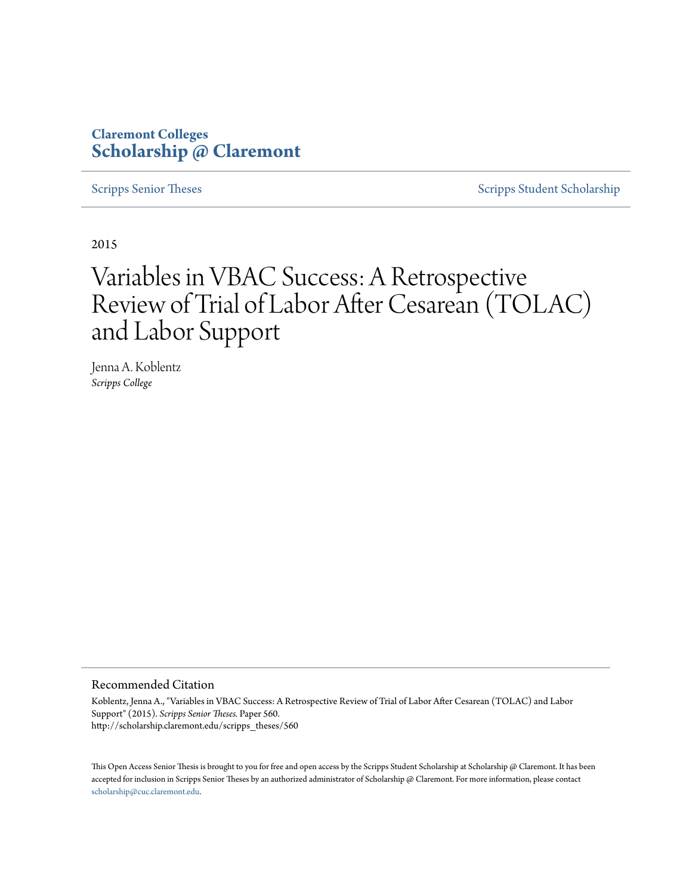**Claremont Colleges**
**Scholarship @ Claremont**

Scripps Senior Theses | Scripps Student Scholarship

2015

# Variables in VBAC Success: A Retrospective Review of Trial of Labor After Cesarean (TOLAC) and Labor Support

Jenna A. Koblentz
*Scripps College*

## Recommended Citation

Koblentz, Jenna A., "Variables in VBAC Success: A Retrospective Review of Trial of Labor After Cesarean (TOLAC) and Labor Support" (2015). *Scripps Senior Theses.* Paper 560.
http://scholarship.claremont.edu/scripps_theses/560

This Open Access Senior Thesis is brought to you for free and open access by the Scripps Student Scholarship at Scholarship @ Claremont. It has been accepted for inclusion in Scripps Senior Theses by an authorized administrator of Scholarship @ Claremont. For more information, please contact scholarship@cuc.claremont.edu.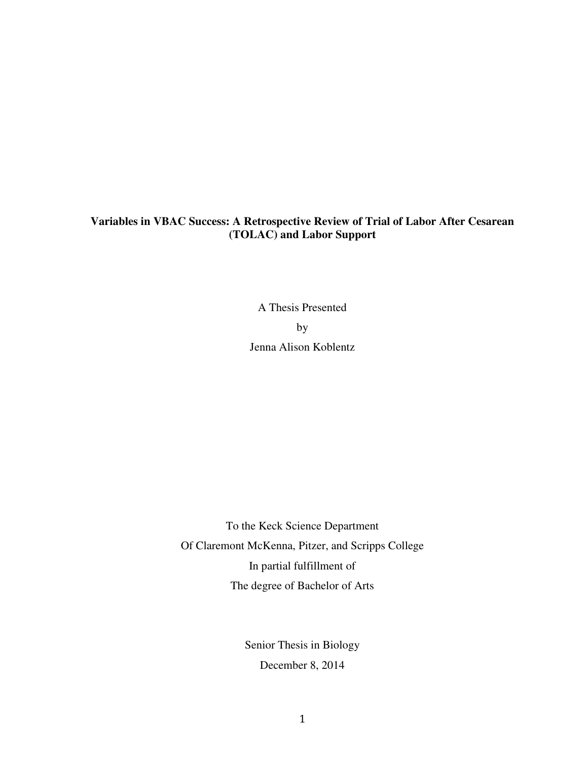**Variables in VBAC Success: A Retrospective Review of Trial of Labor After Cesarean (TOLAC) and Labor Support**

A Thesis Presented

by

Jenna Alison Koblentz

To the Keck Science Department

Of Claremont McKenna, Pitzer, and Scripps College

In partial fulfillment of

The degree of Bachelor of Arts

Senior Thesis in Biology

December 8, 2014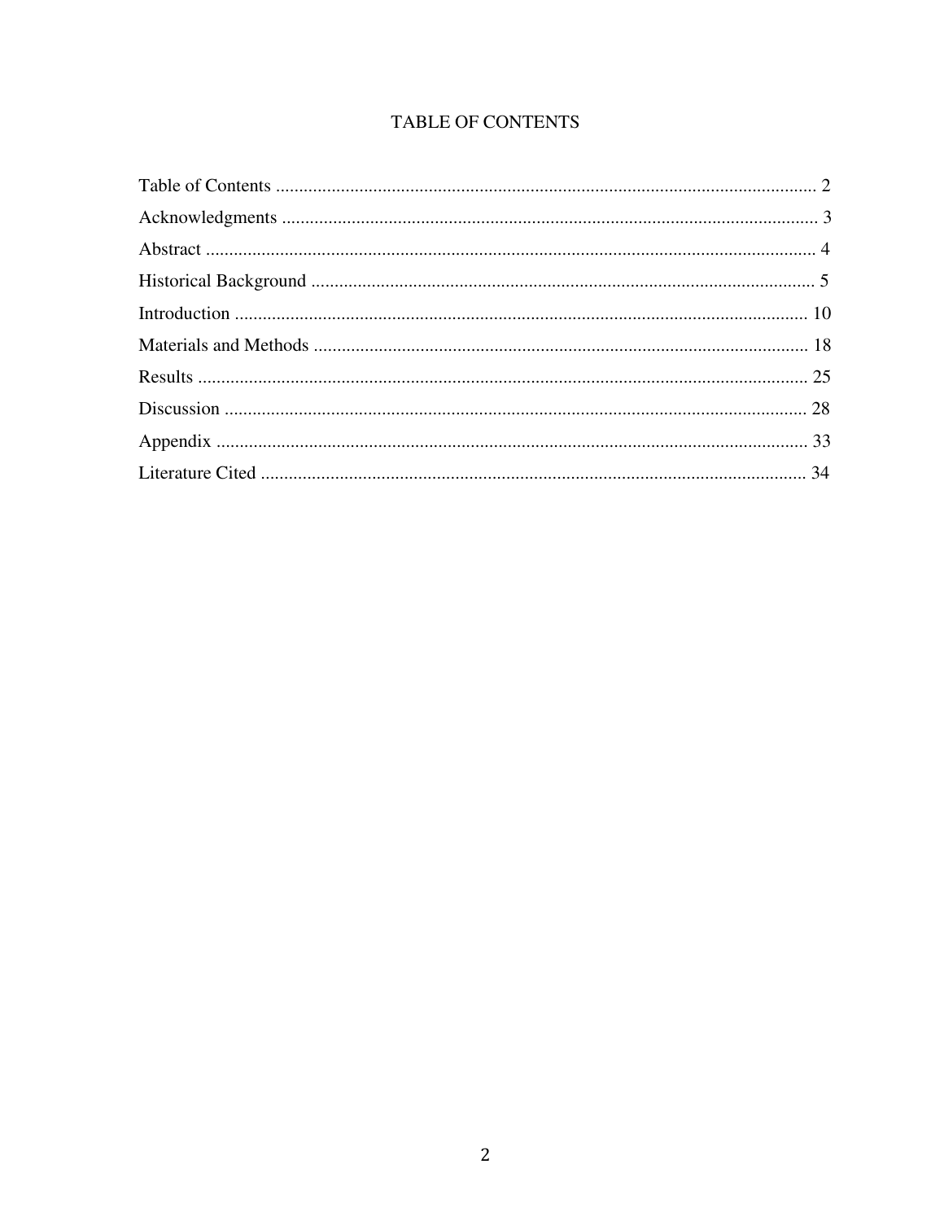# TABLE OF CONTENTS

Table of Contents .................................................................................................................... 2

Acknowledgments ................................................................................................................... 3

Abstract ................................................................................................................................... 4

Historical Background ............................................................................................................ 5

Introduction ........................................................................................................................... 10

Materials and Methods .......................................................................................................... 18

Results ................................................................................................................................... 25

Discussion ............................................................................................................................. 28

Appendix ............................................................................................................................... 33

Literature Cited ..................................................................................................................... 34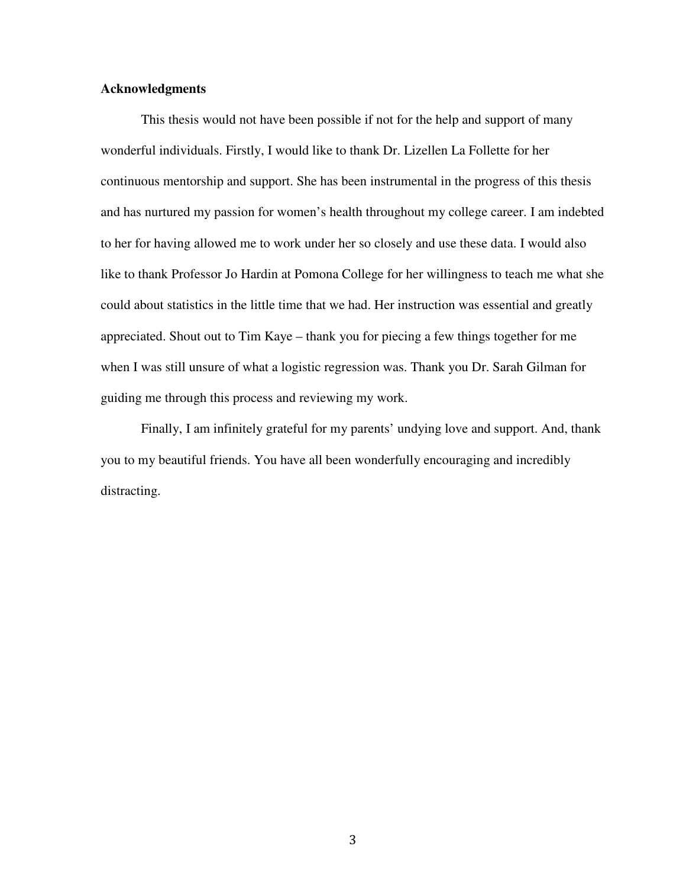**Acknowledgments**

This thesis would not have been possible if not for the help and support of many wonderful individuals. Firstly, I would like to thank Dr. Lizellen La Follette for her continuous mentorship and support. She has been instrumental in the progress of this thesis and has nurtured my passion for women's health throughout my college career. I am indebted to her for having allowed me to work under her so closely and use these data. I would also like to thank Professor Jo Hardin at Pomona College for her willingness to teach me what she could about statistics in the little time that we had. Her instruction was essential and greatly appreciated. Shout out to Tim Kaye – thank you for piecing a few things together for me when I was still unsure of what a logistic regression was. Thank you Dr. Sarah Gilman for guiding me through this process and reviewing my work.

Finally, I am infinitely grateful for my parents' undying love and support. And, thank you to my beautiful friends. You have all been wonderfully encouraging and incredibly distracting.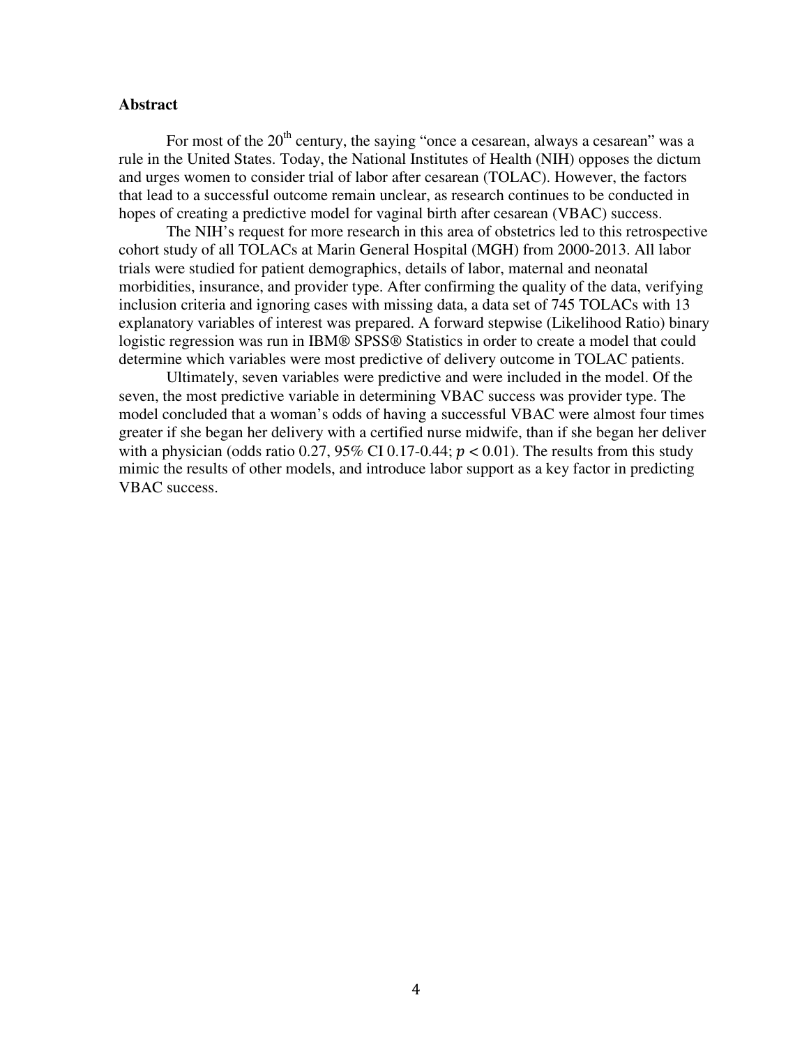## Abstract

For most of the 20th century, the saying "once a cesarean, always a cesarean" was a rule in the United States. Today, the National Institutes of Health (NIH) opposes the dictum and urges women to consider trial of labor after cesarean (TOLAC). However, the factors that lead to a successful outcome remain unclear, as research continues to be conducted in hopes of creating a predictive model for vaginal birth after cesarean (VBAC) success.

The NIH's request for more research in this area of obstetrics led to this retrospective cohort study of all TOLACs at Marin General Hospital (MGH) from 2000-2013. All labor trials were studied for patient demographics, details of labor, maternal and neonatal morbidities, insurance, and provider type. After confirming the quality of the data, verifying inclusion criteria and ignoring cases with missing data, a data set of 745 TOLACs with 13 explanatory variables of interest was prepared. A forward stepwise (Likelihood Ratio) binary logistic regression was run in IBM® SPSS® Statistics in order to create a model that could determine which variables were most predictive of delivery outcome in TOLAC patients.

Ultimately, seven variables were predictive and were included in the model. Of the seven, the most predictive variable in determining VBAC success was provider type. The model concluded that a woman's odds of having a successful VBAC were almost four times greater if she began her delivery with a certified nurse midwife, than if she began her deliver with a physician (odds ratio 0.27, 95% CI 0.17-0.44; $p < 0.01$). The results from this study mimic the results of other models, and introduce labor support as a key factor in predicting VBAC success.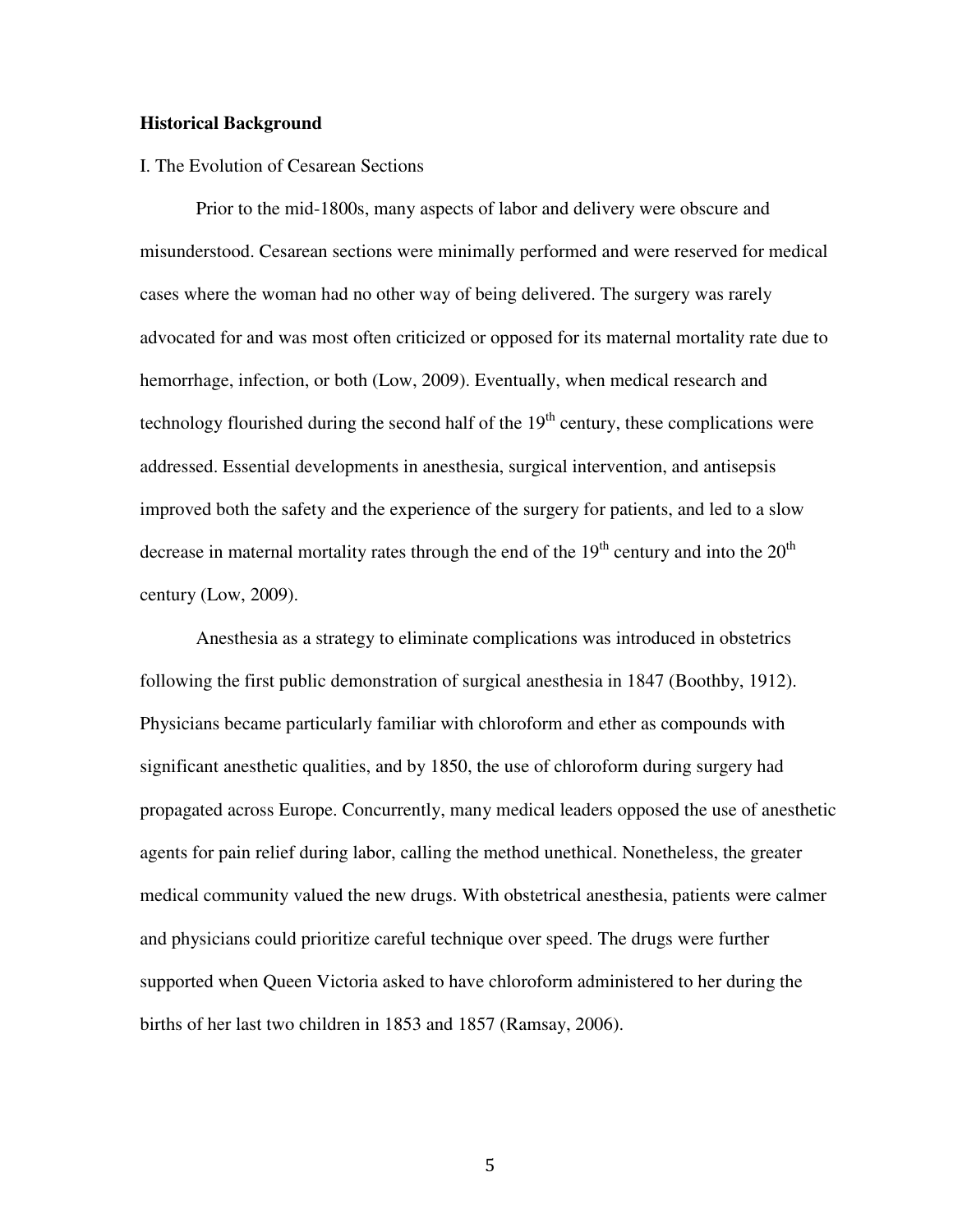## Historical Background

### I. The Evolution of Cesarean Sections

Prior to the mid-1800s, many aspects of labor and delivery were obscure and misunderstood. Cesarean sections were minimally performed and were reserved for medical cases where the woman had no other way of being delivered. The surgery was rarely advocated for and was most often criticized or opposed for its maternal mortality rate due to hemorrhage, infection, or both (Low, 2009). Eventually, when medical research and technology flourished during the second half of the 19th century, these complications were addressed. Essential developments in anesthesia, surgical intervention, and antisepsis improved both the safety and the experience of the surgery for patients, and led to a slow decrease in maternal mortality rates through the end of the 19th century and into the 20th century (Low, 2009).

Anesthesia as a strategy to eliminate complications was introduced in obstetrics following the first public demonstration of surgical anesthesia in 1847 (Boothby, 1912). Physicians became particularly familiar with chloroform and ether as compounds with significant anesthetic qualities, and by 1850, the use of chloroform during surgery had propagated across Europe. Concurrently, many medical leaders opposed the use of anesthetic agents for pain relief during labor, calling the method unethical. Nonetheless, the greater medical community valued the new drugs. With obstetrical anesthesia, patients were calmer and physicians could prioritize careful technique over speed. The drugs were further supported when Queen Victoria asked to have chloroform administered to her during the births of her last two children in 1853 and 1857 (Ramsay, 2006).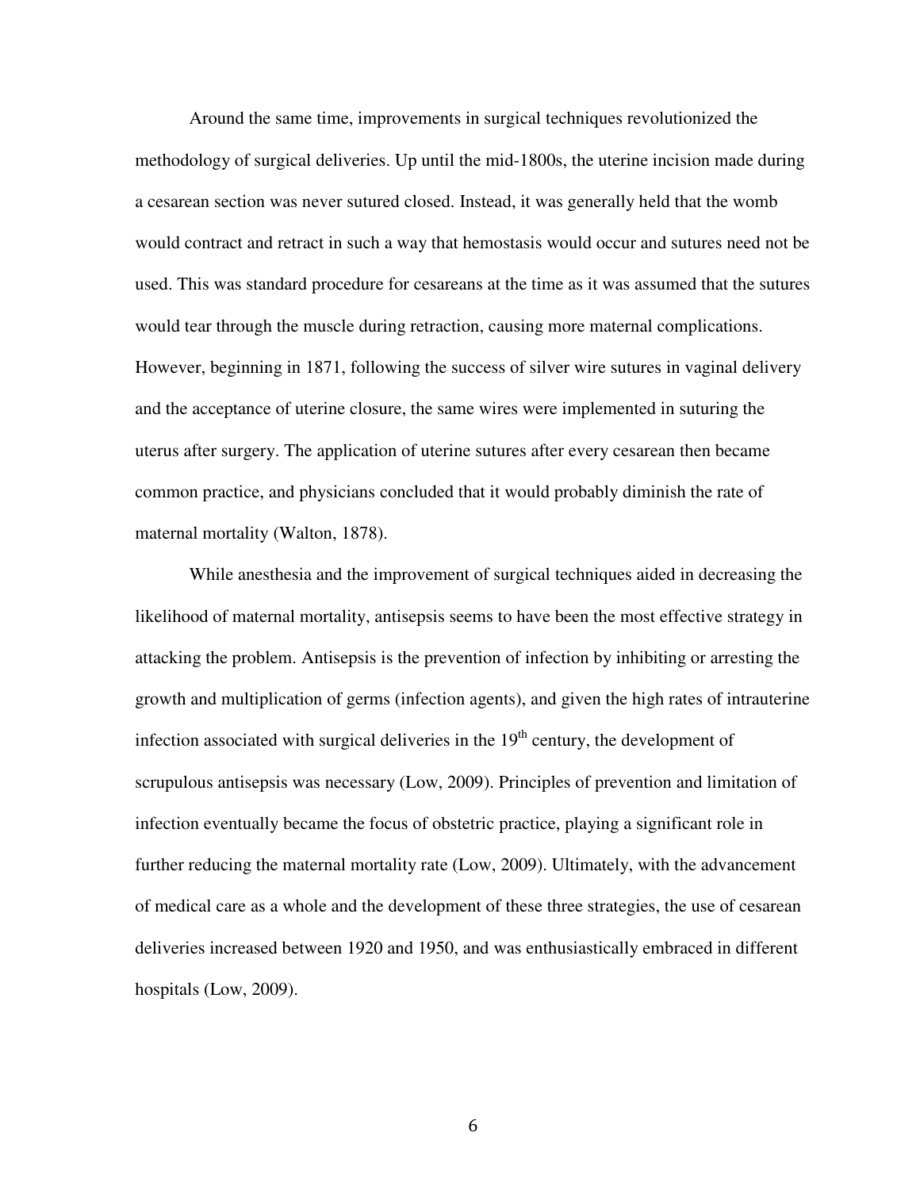Around the same time, improvements in surgical techniques revolutionized the methodology of surgical deliveries. Up until the mid-1800s, the uterine incision made during a cesarean section was never sutured closed. Instead, it was generally held that the womb would contract and retract in such a way that hemostasis would occur and sutures need not be used. This was standard procedure for cesareans at the time as it was assumed that the sutures would tear through the muscle during retraction, causing more maternal complications. However, beginning in 1871, following the success of silver wire sutures in vaginal delivery and the acceptance of uterine closure, the same wires were implemented in suturing the uterus after surgery. The application of uterine sutures after every cesarean then became common practice, and physicians concluded that it would probably diminish the rate of maternal mortality (Walton, 1878).

While anesthesia and the improvement of surgical techniques aided in decreasing the likelihood of maternal mortality, antisepsis seems to have been the most effective strategy in attacking the problem. Antisepsis is the prevention of infection by inhibiting or arresting the growth and multiplication of germs (infection agents), and given the high rates of intrauterine infection associated with surgical deliveries in the 19th century, the development of scrupulous antisepsis was necessary (Low, 2009). Principles of prevention and limitation of infection eventually became the focus of obstetric practice, playing a significant role in further reducing the maternal mortality rate (Low, 2009). Ultimately, with the advancement of medical care as a whole and the development of these three strategies, the use of cesarean deliveries increased between 1920 and 1950, and was enthusiastically embraced in different hospitals (Low, 2009).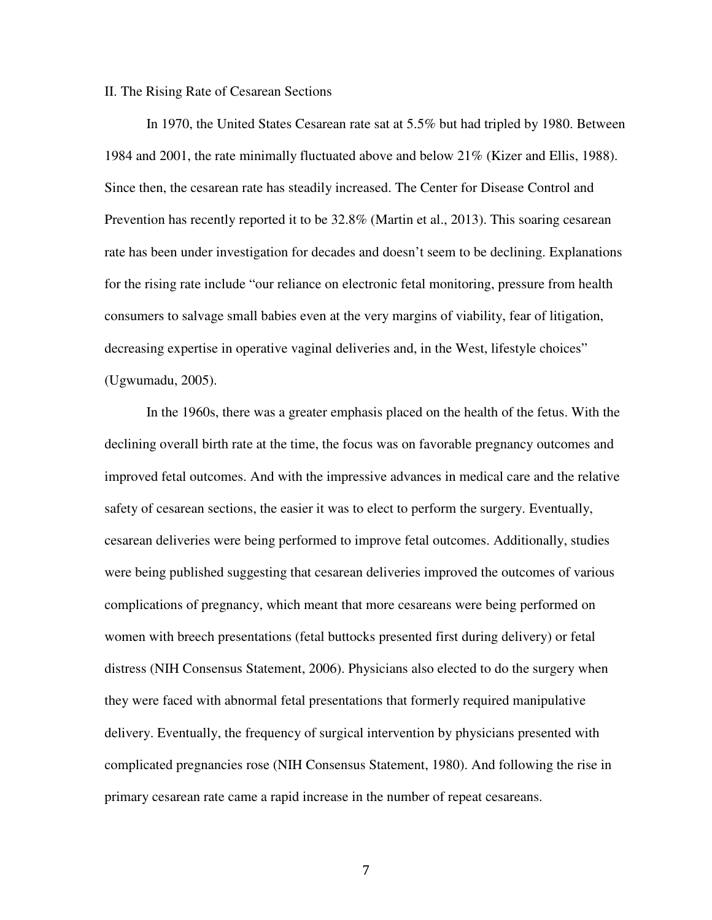## II. The Rising Rate of Cesarean Sections

In 1970, the United States Cesarean rate sat at 5.5% but had tripled by 1980. Between 1984 and 2001, the rate minimally fluctuated above and below 21% (Kizer and Ellis, 1988). Since then, the cesarean rate has steadily increased. The Center for Disease Control and Prevention has recently reported it to be 32.8% (Martin et al., 2013). This soaring cesarean rate has been under investigation for decades and doesn't seem to be declining. Explanations for the rising rate include "our reliance on electronic fetal monitoring, pressure from health consumers to salvage small babies even at the very margins of viability, fear of litigation, decreasing expertise in operative vaginal deliveries and, in the West, lifestyle choices" (Ugwumadu, 2005).

In the 1960s, there was a greater emphasis placed on the health of the fetus. With the declining overall birth rate at the time, the focus was on favorable pregnancy outcomes and improved fetal outcomes. And with the impressive advances in medical care and the relative safety of cesarean sections, the easier it was to elect to perform the surgery. Eventually, cesarean deliveries were being performed to improve fetal outcomes. Additionally, studies were being published suggesting that cesarean deliveries improved the outcomes of various complications of pregnancy, which meant that more cesareans were being performed on women with breech presentations (fetal buttocks presented first during delivery) or fetal distress (NIH Consensus Statement, 2006). Physicians also elected to do the surgery when they were faced with abnormal fetal presentations that formerly required manipulative delivery. Eventually, the frequency of surgical intervention by physicians presented with complicated pregnancies rose (NIH Consensus Statement, 1980). And following the rise in primary cesarean rate came a rapid increase in the number of repeat cesareans.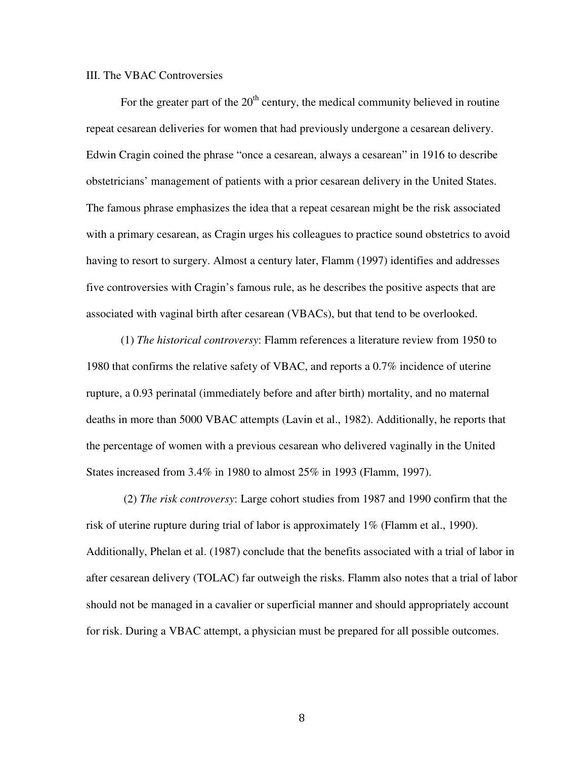III. The VBAC Controversies

For the greater part of the 20th century, the medical community believed in routine repeat cesarean deliveries for women that had previously undergone a cesarean delivery. Edwin Cragin coined the phrase "once a cesarean, always a cesarean" in 1916 to describe obstetricians' management of patients with a prior cesarean delivery in the United States. The famous phrase emphasizes the idea that a repeat cesarean might be the risk associated with a primary cesarean, as Cragin urges his colleagues to practice sound obstetrics to avoid having to resort to surgery. Almost a century later, Flamm (1997) identifies and addresses five controversies with Cragin's famous rule, as he describes the positive aspects that are associated with vaginal birth after cesarean (VBACs), but that tend to be overlooked.

(1) *The historical controversy*: Flamm references a literature review from 1950 to 1980 that confirms the relative safety of VBAC, and reports a 0.7% incidence of uterine rupture, a 0.93 perinatal (immediately before and after birth) mortality, and no maternal deaths in more than 5000 VBAC attempts (Lavin et al., 1982). Additionally, he reports that the percentage of women with a previous cesarean who delivered vaginally in the United States increased from 3.4% in 1980 to almost 25% in 1993 (Flamm, 1997).

(2) *The risk controversy*: Large cohort studies from 1987 and 1990 confirm that the risk of uterine rupture during trial of labor is approximately 1% (Flamm et al., 1990). Additionally, Phelan et al. (1987) conclude that the benefits associated with a trial of labor in after cesarean delivery (TOLAC) far outweigh the risks. Flamm also notes that a trial of labor should not be managed in a cavalier or superficial manner and should appropriately account for risk. During a VBAC attempt, a physician must be prepared for all possible outcomes.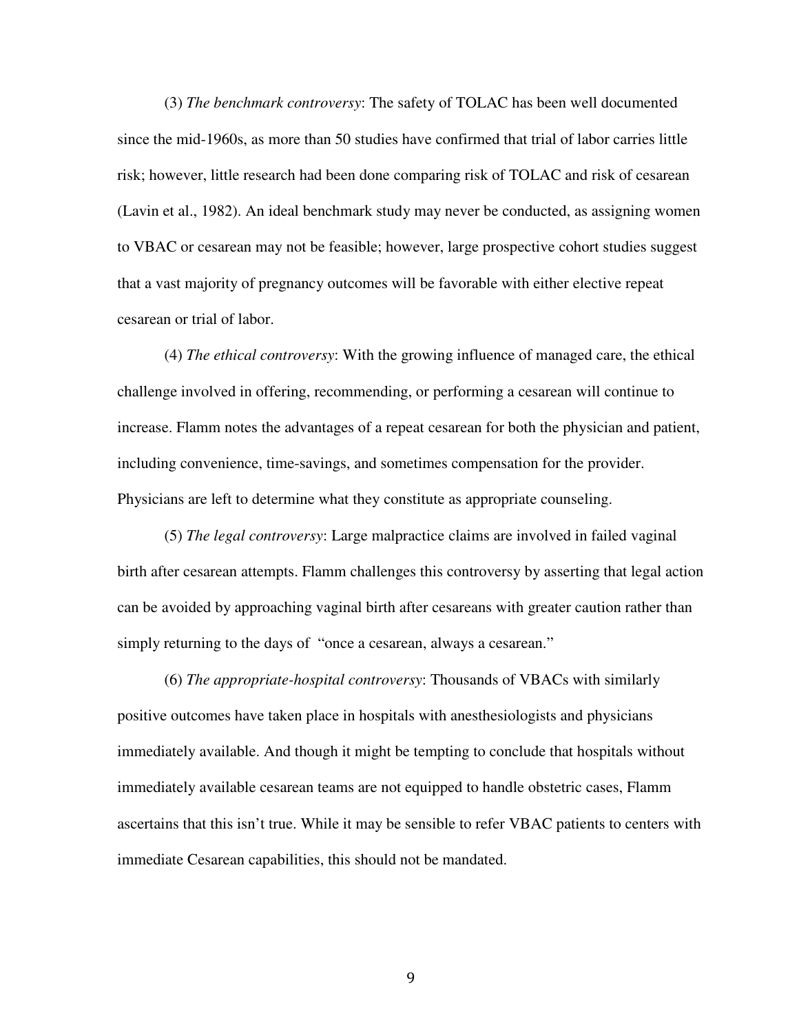(3) *The benchmark controversy*: The safety of TOLAC has been well documented since the mid-1960s, as more than 50 studies have confirmed that trial of labor carries little risk; however, little research had been done comparing risk of TOLAC and risk of cesarean (Lavin et al., 1982). An ideal benchmark study may never be conducted, as assigning women to VBAC or cesarean may not be feasible; however, large prospective cohort studies suggest that a vast majority of pregnancy outcomes will be favorable with either elective repeat cesarean or trial of labor.

(4) *The ethical controversy*: With the growing influence of managed care, the ethical challenge involved in offering, recommending, or performing a cesarean will continue to increase. Flamm notes the advantages of a repeat cesarean for both the physician and patient, including convenience, time-savings, and sometimes compensation for the provider. Physicians are left to determine what they constitute as appropriate counseling.

(5) *The legal controversy*: Large malpractice claims are involved in failed vaginal birth after cesarean attempts. Flamm challenges this controversy by asserting that legal action can be avoided by approaching vaginal birth after cesareans with greater caution rather than simply returning to the days of "once a cesarean, always a cesarean."

(6) *The appropriate-hospital controversy*: Thousands of VBACs with similarly positive outcomes have taken place in hospitals with anesthesiologists and physicians immediately available. And though it might be tempting to conclude that hospitals without immediately available cesarean teams are not equipped to handle obstetric cases, Flamm ascertains that this isn't true. While it may be sensible to refer VBAC patients to centers with immediate Cesarean capabilities, this should not be mandated.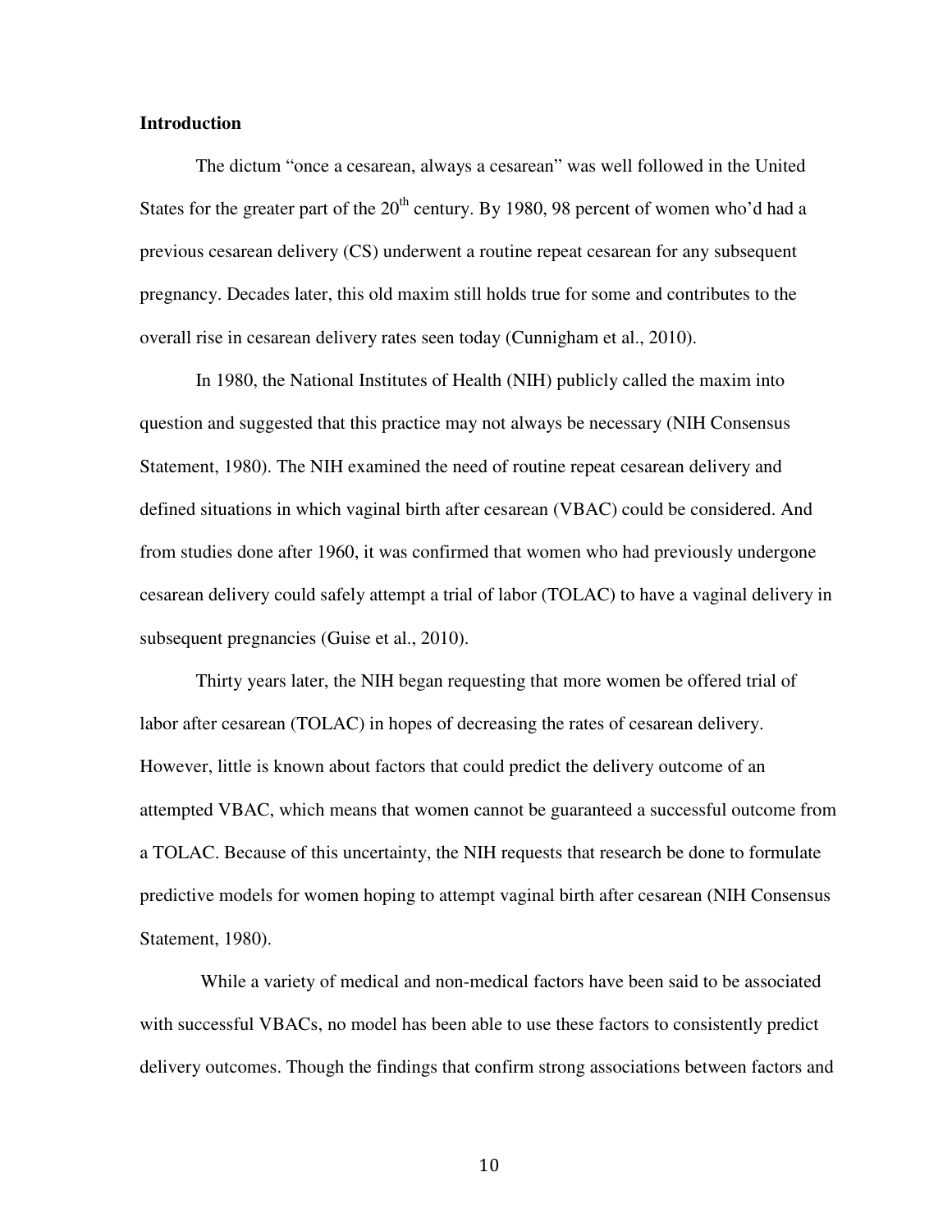**Introduction**

The dictum "once a cesarean, always a cesarean" was well followed in the United States for the greater part of the $20^{th}$ century. By 1980, 98 percent of women who'd had a previous cesarean delivery (CS) underwent a routine repeat cesarean for any subsequent pregnancy. Decades later, this old maxim still holds true for some and contributes to the overall rise in cesarean delivery rates seen today (Cunnigham et al., 2010).

In 1980, the National Institutes of Health (NIH) publicly called the maxim into question and suggested that this practice may not always be necessary (NIH Consensus Statement, 1980). The NIH examined the need of routine repeat cesarean delivery and defined situations in which vaginal birth after cesarean (VBAC) could be considered. And from studies done after 1960, it was confirmed that women who had previously undergone cesarean delivery could safely attempt a trial of labor (TOLAC) to have a vaginal delivery in subsequent pregnancies (Guise et al., 2010).

Thirty years later, the NIH began requesting that more women be offered trial of labor after cesarean (TOLAC) in hopes of decreasing the rates of cesarean delivery. However, little is known about factors that could predict the delivery outcome of an attempted VBAC, which means that women cannot be guaranteed a successful outcome from a TOLAC. Because of this uncertainty, the NIH requests that research be done to formulate predictive models for women hoping to attempt vaginal birth after cesarean (NIH Consensus Statement, 1980).

While a variety of medical and non-medical factors have been said to be associated with successful VBACs, no model has been able to use these factors to consistently predict delivery outcomes. Though the findings that confirm strong associations between factors and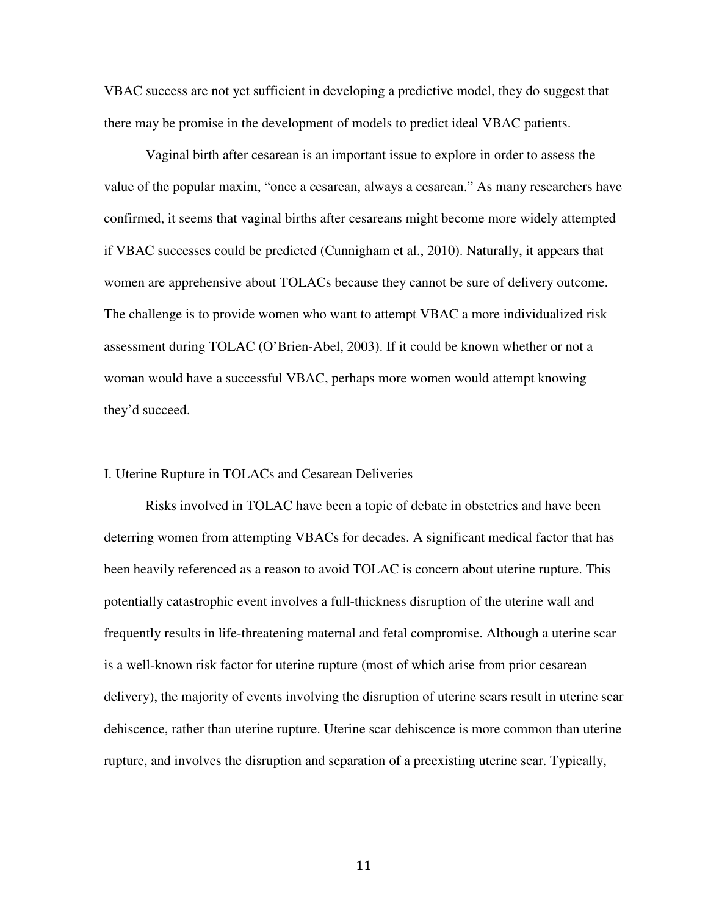VBAC success are not yet sufficient in developing a predictive model, they do suggest that there may be promise in the development of models to predict ideal VBAC patients.

Vaginal birth after cesarean is an important issue to explore in order to assess the value of the popular maxim, “once a cesarean, always a cesarean.” As many researchers have confirmed, it seems that vaginal births after cesareans might become more widely attempted if VBAC successes could be predicted (Cunnigham et al., 2010). Naturally, it appears that women are apprehensive about TOLACs because they cannot be sure of delivery outcome. The challenge is to provide women who want to attempt VBAC a more individualized risk assessment during TOLAC (O’Brien-Abel, 2003). If it could be known whether or not a woman would have a successful VBAC, perhaps more women would attempt knowing they’d succeed.

## I. Uterine Rupture in TOLACs and Cesarean Deliveries

Risks involved in TOLAC have been a topic of debate in obstetrics and have been deterring women from attempting VBACs for decades. A significant medical factor that has been heavily referenced as a reason to avoid TOLAC is concern about uterine rupture. This potentially catastrophic event involves a full-thickness disruption of the uterine wall and frequently results in life-threatening maternal and fetal compromise. Although a uterine scar is a well-known risk factor for uterine rupture (most of which arise from prior cesarean delivery), the majority of events involving the disruption of uterine scars result in uterine scar dehiscence, rather than uterine rupture. Uterine scar dehiscence is more common than uterine rupture, and involves the disruption and separation of a preexisting uterine scar. Typically,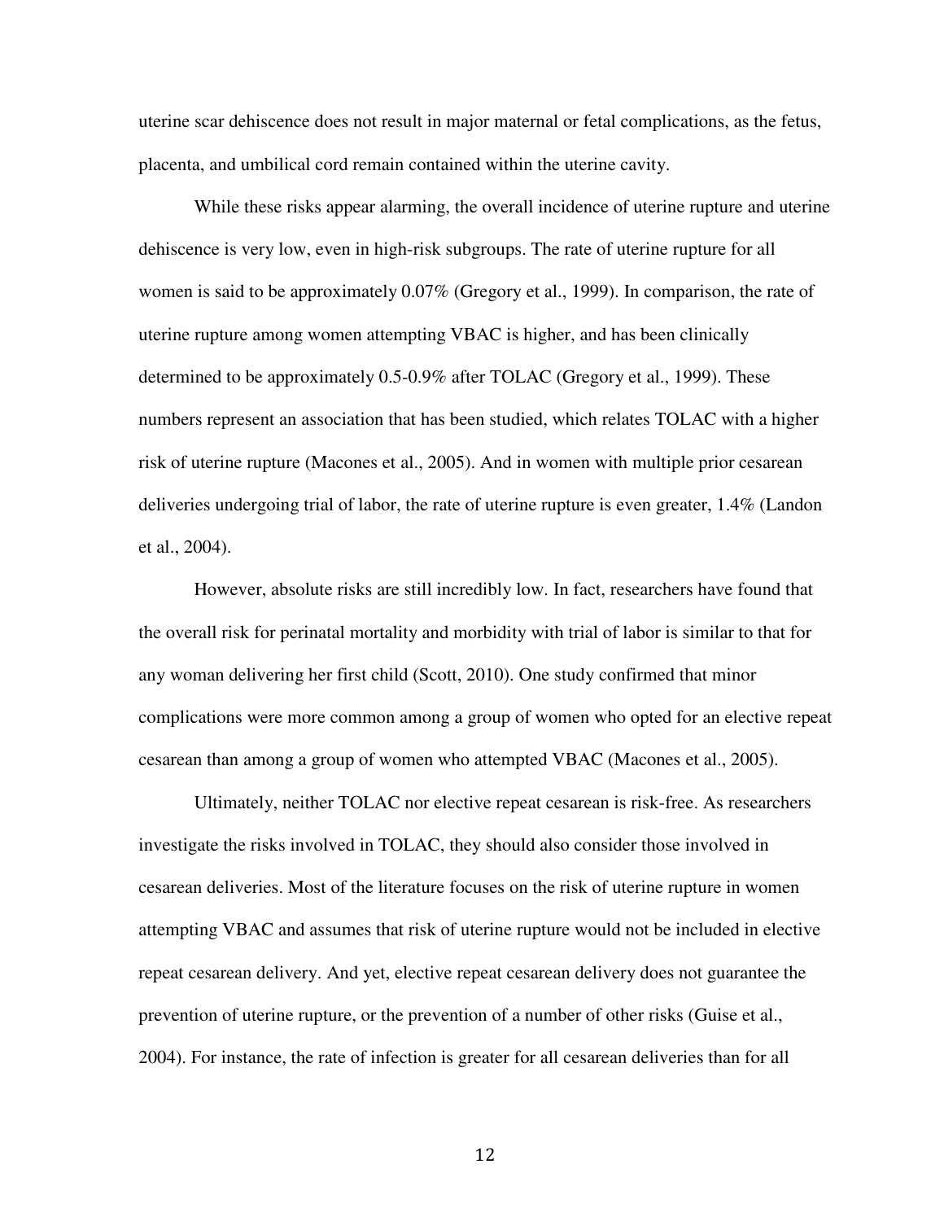uterine scar dehiscence does not result in major maternal or fetal complications, as the fetus, placenta, and umbilical cord remain contained within the uterine cavity.

While these risks appear alarming, the overall incidence of uterine rupture and uterine dehiscence is very low, even in high-risk subgroups. The rate of uterine rupture for all women is said to be approximately 0.07% (Gregory et al., 1999). In comparison, the rate of uterine rupture among women attempting VBAC is higher, and has been clinically determined to be approximately 0.5-0.9% after TOLAC (Gregory et al., 1999). These numbers represent an association that has been studied, which relates TOLAC with a higher risk of uterine rupture (Macones et al., 2005). And in women with multiple prior cesarean deliveries undergoing trial of labor, the rate of uterine rupture is even greater, 1.4% (Landon et al., 2004).

However, absolute risks are still incredibly low. In fact, researchers have found that the overall risk for perinatal mortality and morbidity with trial of labor is similar to that for any woman delivering her first child (Scott, 2010). One study confirmed that minor complications were more common among a group of women who opted for an elective repeat cesarean than among a group of women who attempted VBAC (Macones et al., 2005).

Ultimately, neither TOLAC nor elective repeat cesarean is risk-free. As researchers investigate the risks involved in TOLAC, they should also consider those involved in cesarean deliveries. Most of the literature focuses on the risk of uterine rupture in women attempting VBAC and assumes that risk of uterine rupture would not be included in elective repeat cesarean delivery. And yet, elective repeat cesarean delivery does not guarantee the prevention of uterine rupture, or the prevention of a number of other risks (Guise et al., 2004). For instance, the rate of infection is greater for all cesarean deliveries than for all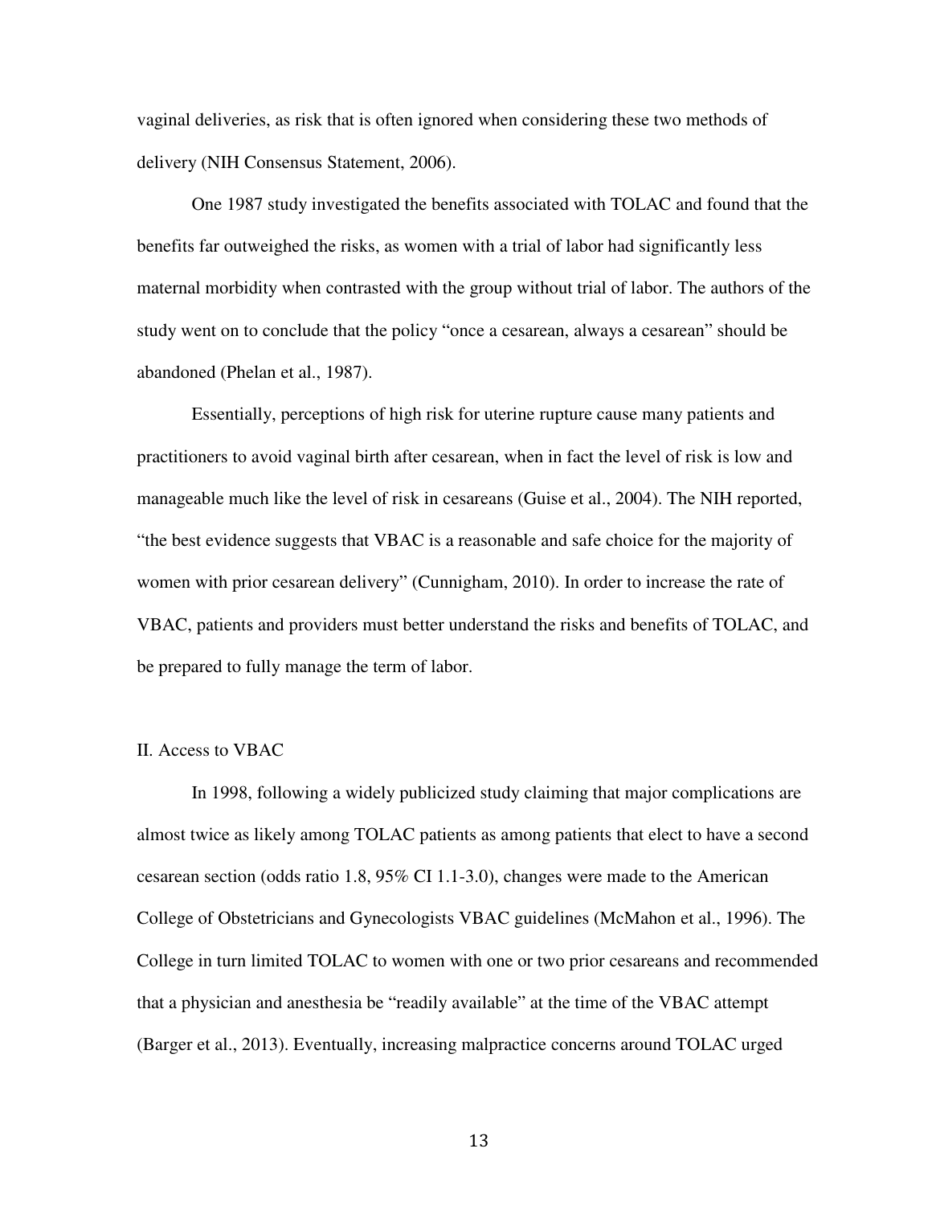vaginal deliveries, as risk that is often ignored when considering these two methods of delivery (NIH Consensus Statement, 2006).

One 1987 study investigated the benefits associated with TOLAC and found that the benefits far outweighed the risks, as women with a trial of labor had significantly less maternal morbidity when contrasted with the group without trial of labor. The authors of the study went on to conclude that the policy "once a cesarean, always a cesarean" should be abandoned (Phelan et al., 1987).

Essentially, perceptions of high risk for uterine rupture cause many patients and practitioners to avoid vaginal birth after cesarean, when in fact the level of risk is low and manageable much like the level of risk in cesareans (Guise et al., 2004). The NIH reported, "the best evidence suggests that VBAC is a reasonable and safe choice for the majority of women with prior cesarean delivery" (Cunnigham, 2010). In order to increase the rate of VBAC, patients and providers must better understand the risks and benefits of TOLAC, and be prepared to fully manage the term of labor.

## II. Access to VBAC

In 1998, following a widely publicized study claiming that major complications are almost twice as likely among TOLAC patients as among patients that elect to have a second cesarean section (odds ratio 1.8, 95% CI 1.1-3.0), changes were made to the American College of Obstetricians and Gynecologists VBAC guidelines (McMahon et al., 1996). The College in turn limited TOLAC to women with one or two prior cesareans and recommended that a physician and anesthesia be "readily available" at the time of the VBAC attempt (Barger et al., 2013). Eventually, increasing malpractice concerns around TOLAC urged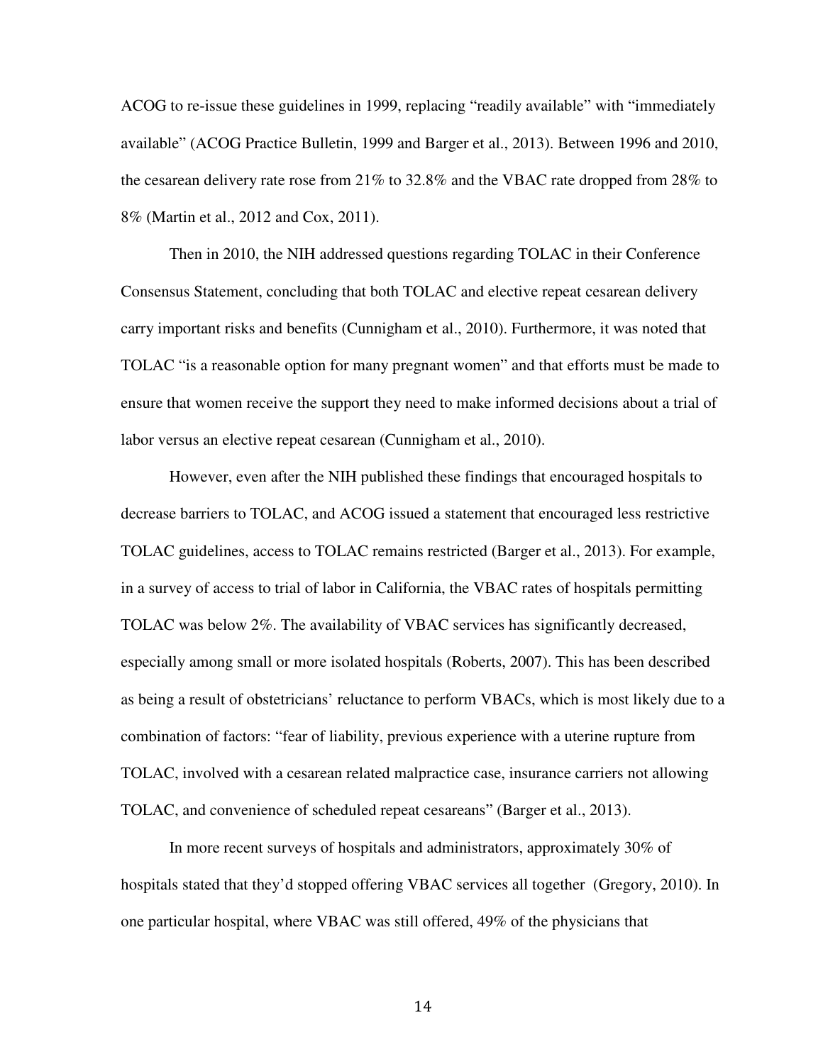ACOG to re-issue these guidelines in 1999, replacing "readily available" with "immediately available" (ACOG Practice Bulletin, 1999 and Barger et al., 2013). Between 1996 and 2010, the cesarean delivery rate rose from 21% to 32.8% and the VBAC rate dropped from 28% to 8% (Martin et al., 2012 and Cox, 2011).

Then in 2010, the NIH addressed questions regarding TOLAC in their Conference Consensus Statement, concluding that both TOLAC and elective repeat cesarean delivery carry important risks and benefits (Cunnigham et al., 2010). Furthermore, it was noted that TOLAC "is a reasonable option for many pregnant women" and that efforts must be made to ensure that women receive the support they need to make informed decisions about a trial of labor versus an elective repeat cesarean (Cunnigham et al., 2010).

However, even after the NIH published these findings that encouraged hospitals to decrease barriers to TOLAC, and ACOG issued a statement that encouraged less restrictive TOLAC guidelines, access to TOLAC remains restricted (Barger et al., 2013). For example, in a survey of access to trial of labor in California, the VBAC rates of hospitals permitting TOLAC was below 2%. The availability of VBAC services has significantly decreased, especially among small or more isolated hospitals (Roberts, 2007). This has been described as being a result of obstetricians' reluctance to perform VBACs, which is most likely due to a combination of factors: "fear of liability, previous experience with a uterine rupture from TOLAC, involved with a cesarean related malpractice case, insurance carriers not allowing TOLAC, and convenience of scheduled repeat cesareans" (Barger et al., 2013).

In more recent surveys of hospitals and administrators, approximately 30% of hospitals stated that they'd stopped offering VBAC services all together (Gregory, 2010). In one particular hospital, where VBAC was still offered, 49% of the physicians that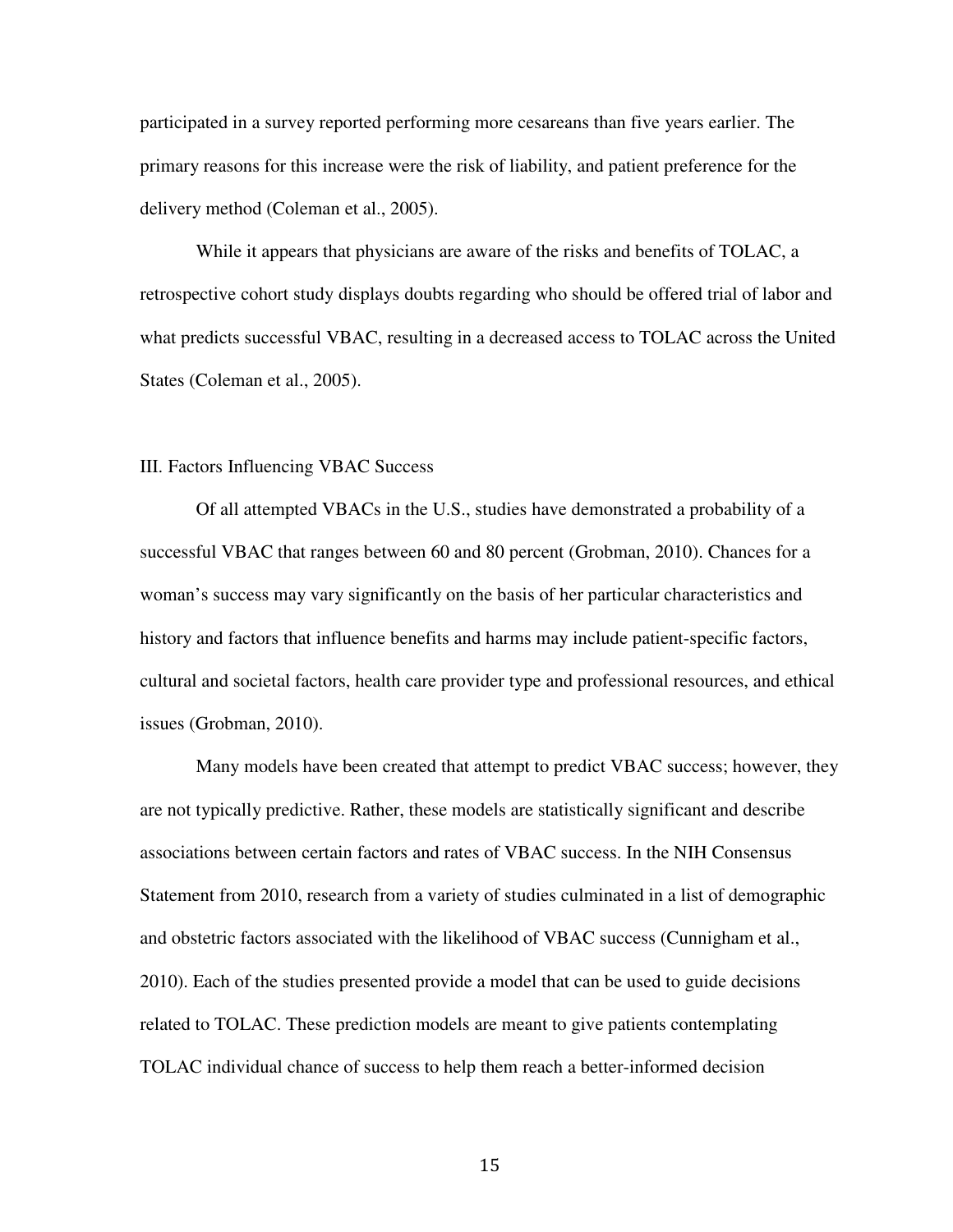participated in a survey reported performing more cesareans than five years earlier. The primary reasons for this increase were the risk of liability, and patient preference for the delivery method (Coleman et al., 2005).

While it appears that physicians are aware of the risks and benefits of TOLAC, a retrospective cohort study displays doubts regarding who should be offered trial of labor and what predicts successful VBAC, resulting in a decreased access to TOLAC across the United States (Coleman et al., 2005).

## III. Factors Influencing VBAC Success

Of all attempted VBACs in the U.S., studies have demonstrated a probability of a successful VBAC that ranges between 60 and 80 percent (Grobman, 2010). Chances for a woman's success may vary significantly on the basis of her particular characteristics and history and factors that influence benefits and harms may include patient-specific factors, cultural and societal factors, health care provider type and professional resources, and ethical issues (Grobman, 2010).

Many models have been created that attempt to predict VBAC success; however, they are not typically predictive. Rather, these models are statistically significant and describe associations between certain factors and rates of VBAC success. In the NIH Consensus Statement from 2010, research from a variety of studies culminated in a list of demographic and obstetric factors associated with the likelihood of VBAC success (Cunnigham et al., 2010). Each of the studies presented provide a model that can be used to guide decisions related to TOLAC. These prediction models are meant to give patients contemplating TOLAC individual chance of success to help them reach a better-informed decision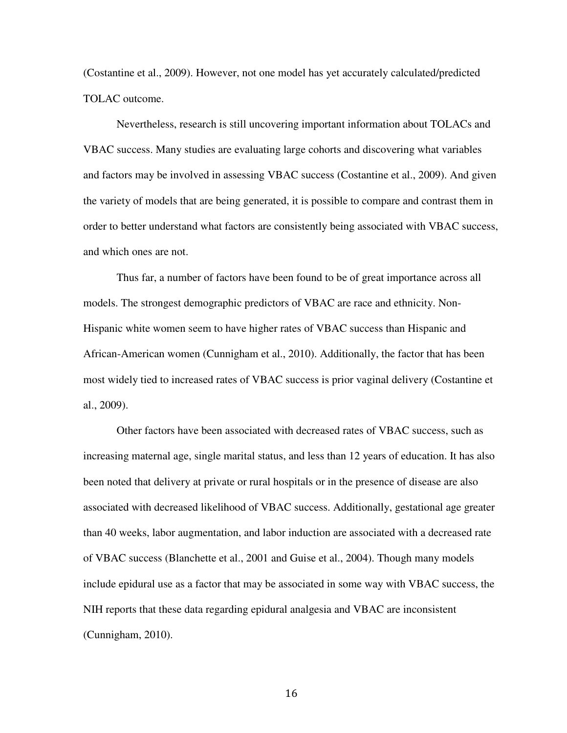(Costantine et al., 2009). However, not one model has yet accurately calculated/predicted TOLAC outcome.

Nevertheless, research is still uncovering important information about TOLACs and VBAC success. Many studies are evaluating large cohorts and discovering what variables and factors may be involved in assessing VBAC success (Costantine et al., 2009). And given the variety of models that are being generated, it is possible to compare and contrast them in order to better understand what factors are consistently being associated with VBAC success, and which ones are not.

Thus far, a number of factors have been found to be of great importance across all models. The strongest demographic predictors of VBAC are race and ethnicity. Non-Hispanic white women seem to have higher rates of VBAC success than Hispanic and African-American women (Cunnigham et al., 2010). Additionally, the factor that has been most widely tied to increased rates of VBAC success is prior vaginal delivery (Costantine et al., 2009).

Other factors have been associated with decreased rates of VBAC success, such as increasing maternal age, single marital status, and less than 12 years of education. It has also been noted that delivery at private or rural hospitals or in the presence of disease are also associated with decreased likelihood of VBAC success. Additionally, gestational age greater than 40 weeks, labor augmentation, and labor induction are associated with a decreased rate of VBAC success (Blanchette et al., 2001 and Guise et al., 2004). Though many models include epidural use as a factor that may be associated in some way with VBAC success, the NIH reports that these data regarding epidural analgesia and VBAC are inconsistent (Cunnigham, 2010).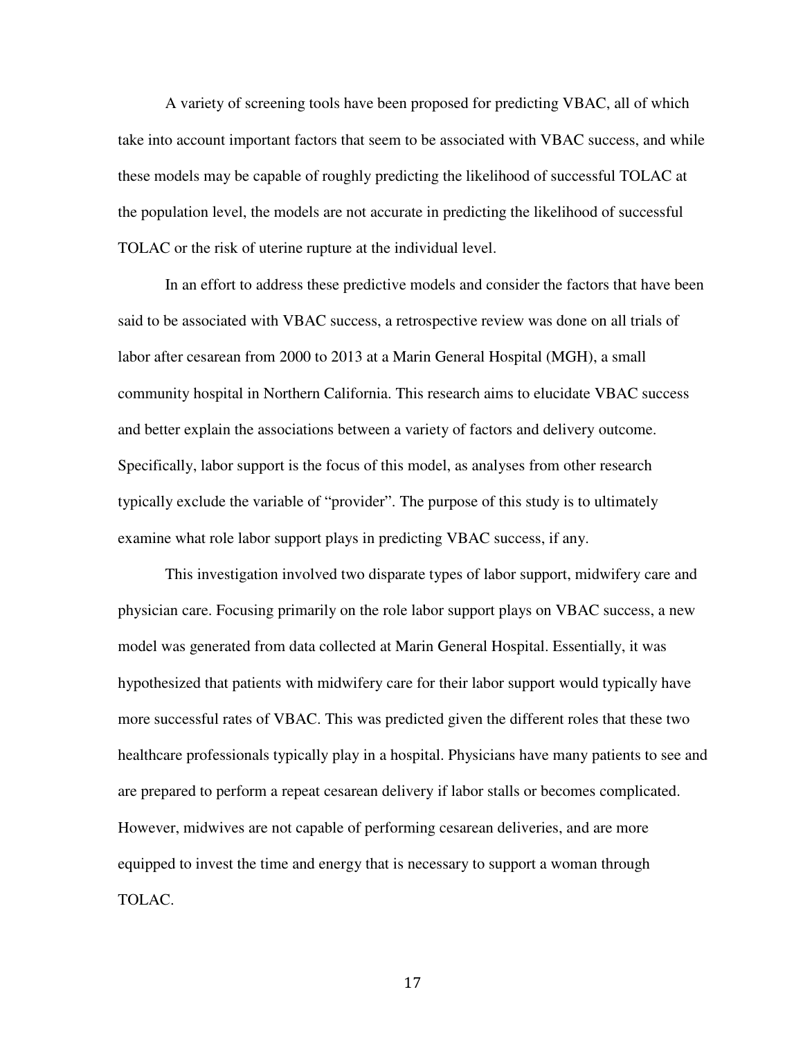A variety of screening tools have been proposed for predicting VBAC, all of which take into account important factors that seem to be associated with VBAC success, and while these models may be capable of roughly predicting the likelihood of successful TOLAC at the population level, the models are not accurate in predicting the likelihood of successful TOLAC or the risk of uterine rupture at the individual level.

In an effort to address these predictive models and consider the factors that have been said to be associated with VBAC success, a retrospective review was done on all trials of labor after cesarean from 2000 to 2013 at a Marin General Hospital (MGH), a small community hospital in Northern California. This research aims to elucidate VBAC success and better explain the associations between a variety of factors and delivery outcome. Specifically, labor support is the focus of this model, as analyses from other research typically exclude the variable of "provider". The purpose of this study is to ultimately examine what role labor support plays in predicting VBAC success, if any.

This investigation involved two disparate types of labor support, midwifery care and physician care. Focusing primarily on the role labor support plays on VBAC success, a new model was generated from data collected at Marin General Hospital. Essentially, it was hypothesized that patients with midwifery care for their labor support would typically have more successful rates of VBAC. This was predicted given the different roles that these two healthcare professionals typically play in a hospital. Physicians have many patients to see and are prepared to perform a repeat cesarean delivery if labor stalls or becomes complicated. However, midwives are not capable of performing cesarean deliveries, and are more equipped to invest the time and energy that is necessary to support a woman through TOLAC.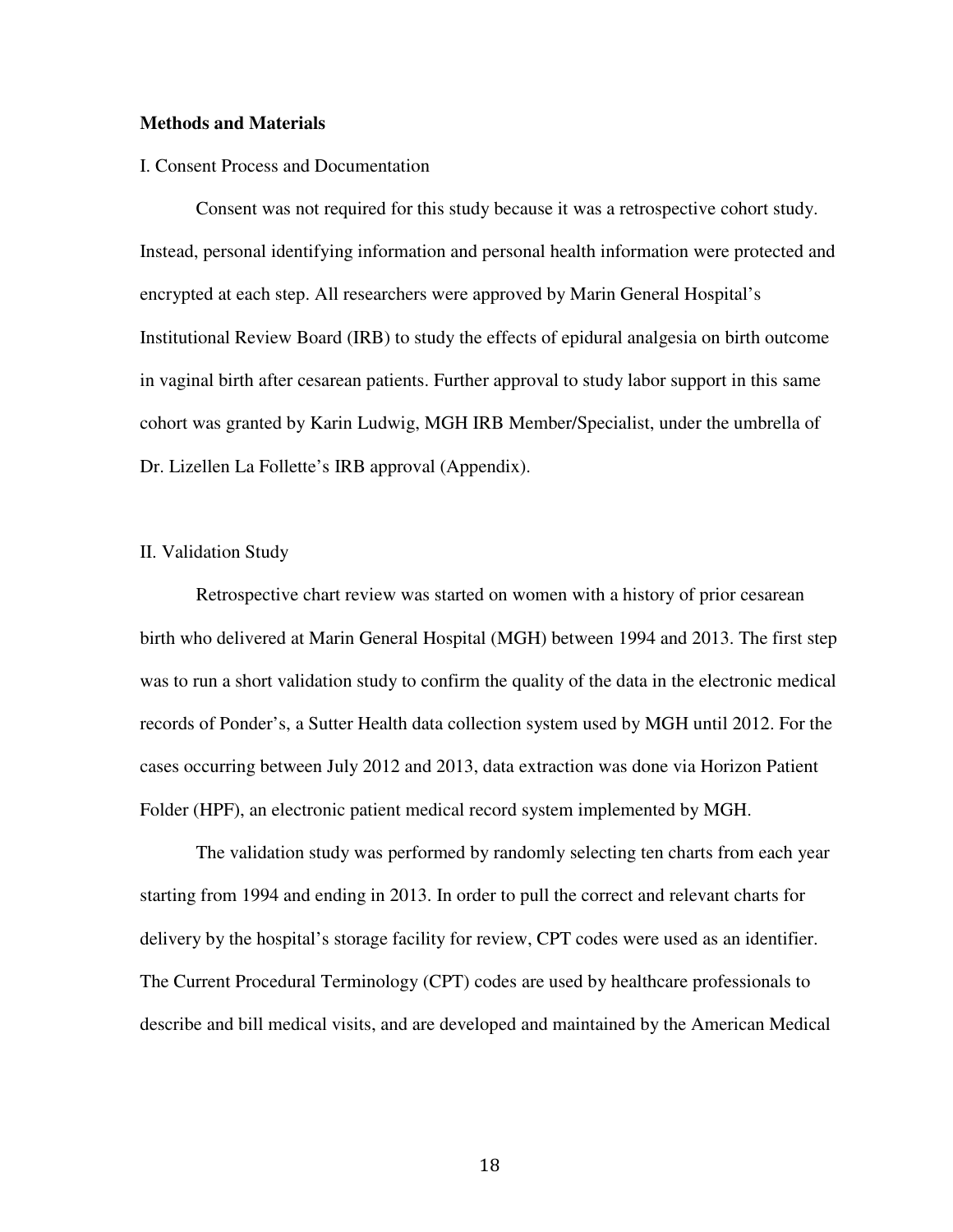**Methods and Materials**

I. Consent Process and Documentation

Consent was not required for this study because it was a retrospective cohort study. Instead, personal identifying information and personal health information were protected and encrypted at each step. All researchers were approved by Marin General Hospital's Institutional Review Board (IRB) to study the effects of epidural analgesia on birth outcome in vaginal birth after cesarean patients. Further approval to study labor support in this same cohort was granted by Karin Ludwig, MGH IRB Member/Specialist, under the umbrella of Dr. Lizellen La Follette's IRB approval (Appendix).

II. Validation Study

Retrospective chart review was started on women with a history of prior cesarean birth who delivered at Marin General Hospital (MGH) between 1994 and 2013. The first step was to run a short validation study to confirm the quality of the data in the electronic medical records of Ponder's, a Sutter Health data collection system used by MGH until 2012. For the cases occurring between July 2012 and 2013, data extraction was done via Horizon Patient Folder (HPF), an electronic patient medical record system implemented by MGH.

The validation study was performed by randomly selecting ten charts from each year starting from 1994 and ending in 2013. In order to pull the correct and relevant charts for delivery by the hospital's storage facility for review, CPT codes were used as an identifier. The Current Procedural Terminology (CPT) codes are used by healthcare professionals to describe and bill medical visits, and are developed and maintained by the American Medical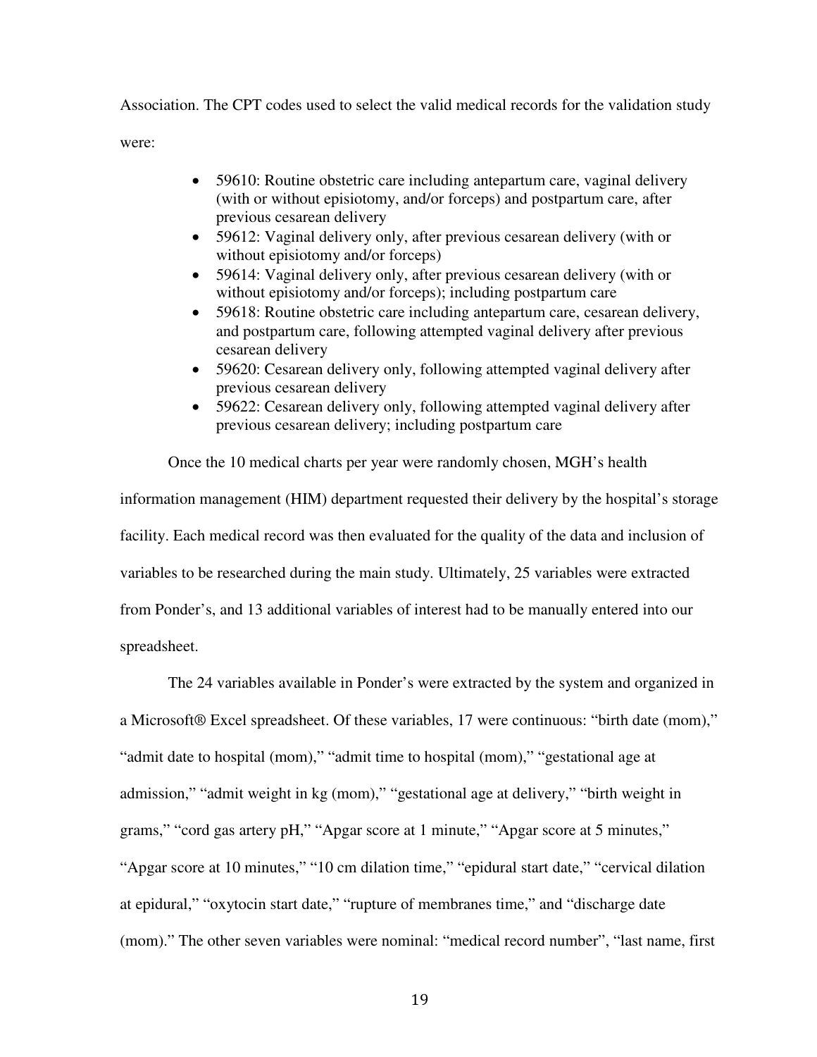Association. The CPT codes used to select the valid medical records for the validation study were:

- 59610: Routine obstetric care including antepartum care, vaginal delivery (with or without episiotomy, and/or forceps) and postpartum care, after previous cesarean delivery
- 59612: Vaginal delivery only, after previous cesarean delivery (with or without episiotomy and/or forceps)
- 59614: Vaginal delivery only, after previous cesarean delivery (with or without episiotomy and/or forceps); including postpartum care
- 59618: Routine obstetric care including antepartum care, cesarean delivery, and postpartum care, following attempted vaginal delivery after previous cesarean delivery
- 59620: Cesarean delivery only, following attempted vaginal delivery after previous cesarean delivery
- 59622: Cesarean delivery only, following attempted vaginal delivery after previous cesarean delivery; including postpartum care

Once the 10 medical charts per year were randomly chosen, MGH's health information management (HIM) department requested their delivery by the hospital's storage facility. Each medical record was then evaluated for the quality of the data and inclusion of variables to be researched during the main study. Ultimately, 25 variables were extracted from Ponder's, and 13 additional variables of interest had to be manually entered into our spreadsheet.

The 24 variables available in Ponder's were extracted by the system and organized in a Microsoft® Excel spreadsheet. Of these variables, 17 were continuous: "birth date (mom)," "admit date to hospital (mom)," "admit time to hospital (mom)," "gestational age at admission," "admit weight in kg (mom)," "gestational age at delivery," "birth weight in grams," "cord gas artery pH," "Apgar score at 1 minute," "Apgar score at 5 minutes," "Apgar score at 10 minutes," "10 cm dilation time," "epidural start date," "cervical dilation at epidural," "oxytocin start date," "rupture of membranes time," and "discharge date (mom)." The other seven variables were nominal: "medical record number", "last name, first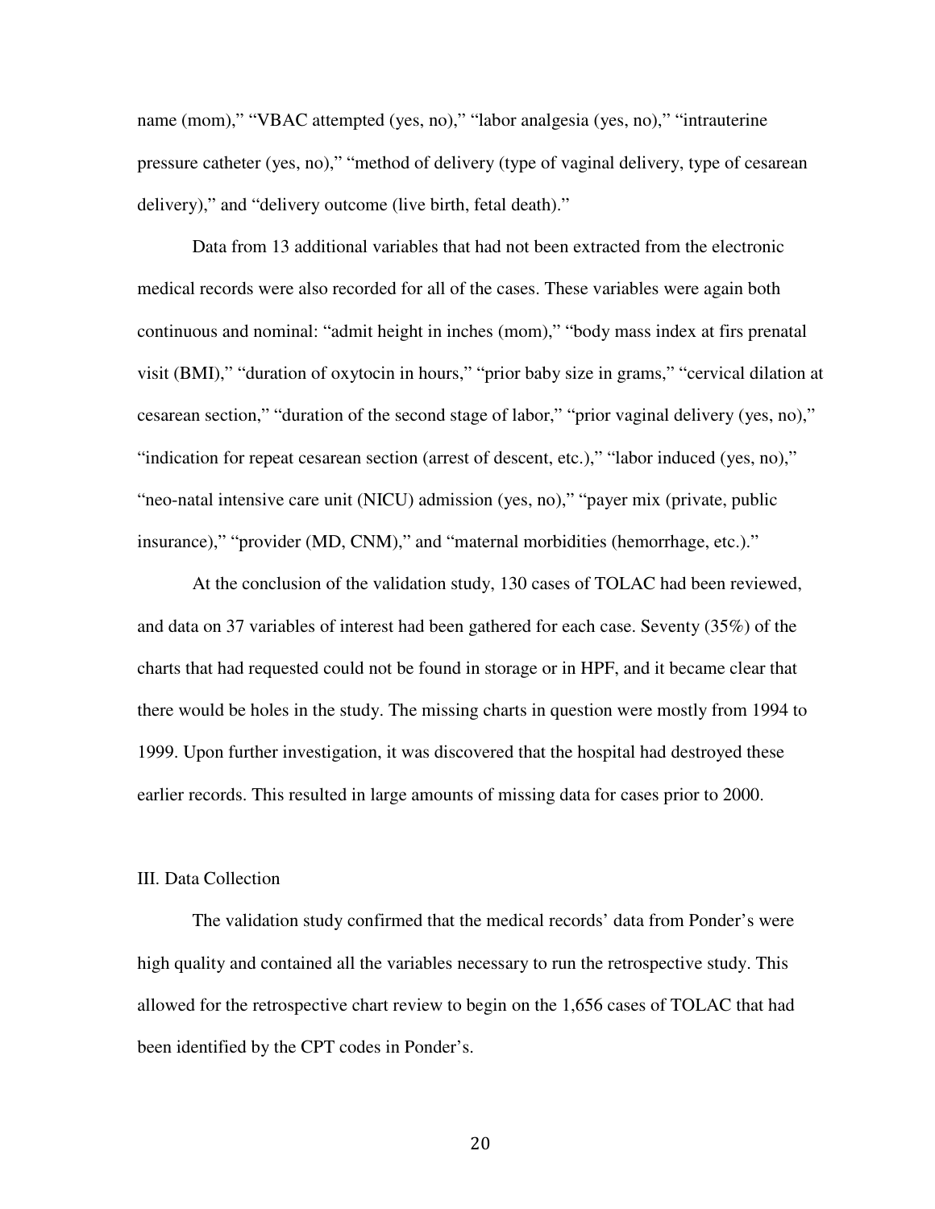name (mom)," "VBAC attempted (yes, no)," "labor analgesia (yes, no)," "intrauterine pressure catheter (yes, no)," "method of delivery (type of vaginal delivery, type of cesarean delivery)," and "delivery outcome (live birth, fetal death)."

Data from 13 additional variables that had not been extracted from the electronic medical records were also recorded for all of the cases. These variables were again both continuous and nominal: "admit height in inches (mom)," "body mass index at firs prenatal visit (BMI)," "duration of oxytocin in hours," "prior baby size in grams," "cervical dilation at cesarean section," "duration of the second stage of labor," "prior vaginal delivery (yes, no)," "indication for repeat cesarean section (arrest of descent, etc.)," "labor induced (yes, no)," "neo-natal intensive care unit (NICU) admission (yes, no)," "payer mix (private, public insurance)," "provider (MD, CNM)," and "maternal morbidities (hemorrhage, etc.)."

At the conclusion of the validation study, 130 cases of TOLAC had been reviewed, and data on 37 variables of interest had been gathered for each case. Seventy (35%) of the charts that had requested could not be found in storage or in HPF, and it became clear that there would be holes in the study. The missing charts in question were mostly from 1994 to 1999. Upon further investigation, it was discovered that the hospital had destroyed these earlier records. This resulted in large amounts of missing data for cases prior to 2000.

## III. Data Collection

The validation study confirmed that the medical records' data from Ponder's were high quality and contained all the variables necessary to run the retrospective study. This allowed for the retrospective chart review to begin on the 1,656 cases of TOLAC that had been identified by the CPT codes in Ponder's.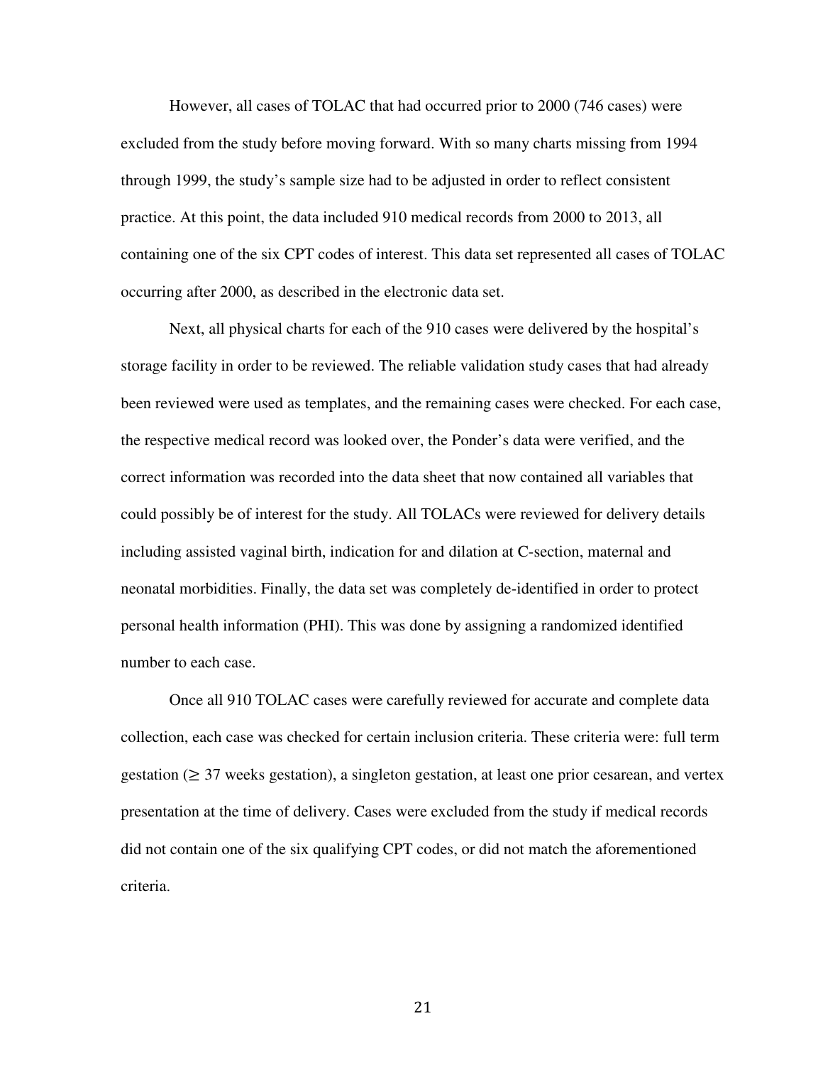However, all cases of TOLAC that had occurred prior to 2000 (746 cases) were excluded from the study before moving forward. With so many charts missing from 1994 through 1999, the study's sample size had to be adjusted in order to reflect consistent practice. At this point, the data included 910 medical records from 2000 to 2013, all containing one of the six CPT codes of interest. This data set represented all cases of TOLAC occurring after 2000, as described in the electronic data set.

Next, all physical charts for each of the 910 cases were delivered by the hospital's storage facility in order to be reviewed. The reliable validation study cases that had already been reviewed were used as templates, and the remaining cases were checked. For each case, the respective medical record was looked over, the Ponder's data were verified, and the correct information was recorded into the data sheet that now contained all variables that could possibly be of interest for the study. All TOLACs were reviewed for delivery details including assisted vaginal birth, indication for and dilation at C-section, maternal and neonatal morbidities. Finally, the data set was completely de-identified in order to protect personal health information (PHI). This was done by assigning a randomized identified number to each case.

Once all 910 TOLAC cases were carefully reviewed for accurate and complete data collection, each case was checked for certain inclusion criteria. These criteria were: full term gestation ($\geq$ 37 weeks gestation), a singleton gestation, at least one prior cesarean, and vertex presentation at the time of delivery. Cases were excluded from the study if medical records did not contain one of the six qualifying CPT codes, or did not match the aforementioned criteria.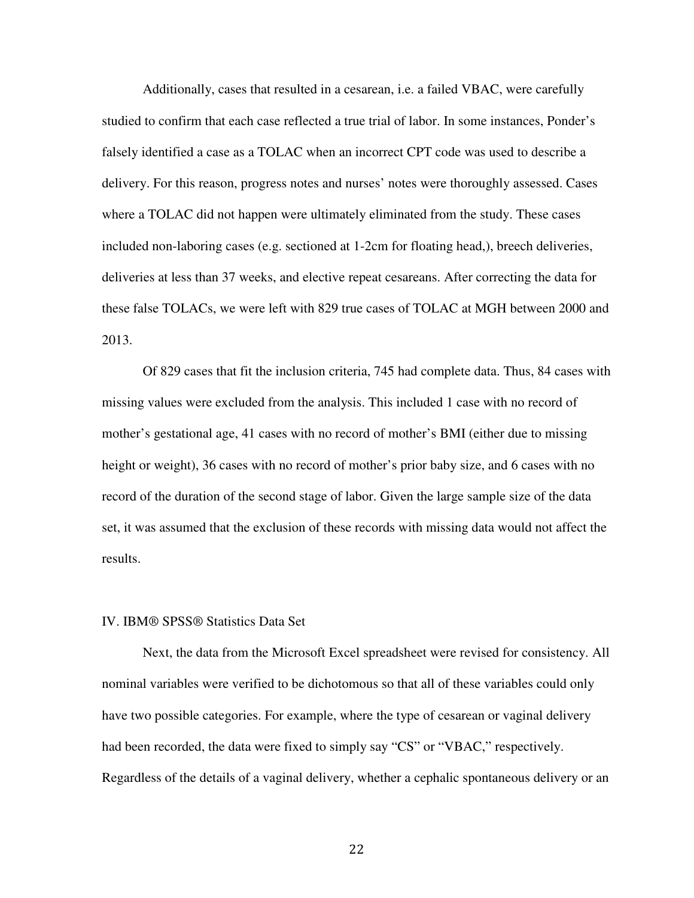Additionally, cases that resulted in a cesarean, i.e. a failed VBAC, were carefully studied to confirm that each case reflected a true trial of labor. In some instances, Ponder's falsely identified a case as a TOLAC when an incorrect CPT code was used to describe a delivery. For this reason, progress notes and nurses' notes were thoroughly assessed. Cases where a TOLAC did not happen were ultimately eliminated from the study. These cases included non-laboring cases (e.g. sectioned at 1-2cm for floating head,), breech deliveries, deliveries at less than 37 weeks, and elective repeat cesareans. After correcting the data for these false TOLACs, we were left with 829 true cases of TOLAC at MGH between 2000 and 2013.

Of 829 cases that fit the inclusion criteria, 745 had complete data. Thus, 84 cases with missing values were excluded from the analysis. This included 1 case with no record of mother's gestational age, 41 cases with no record of mother's BMI (either due to missing height or weight), 36 cases with no record of mother's prior baby size, and 6 cases with no record of the duration of the second stage of labor. Given the large sample size of the data set, it was assumed that the exclusion of these records with missing data would not affect the results.

## IV. IBM® SPSS® Statistics Data Set

Next, the data from the Microsoft Excel spreadsheet were revised for consistency. All nominal variables were verified to be dichotomous so that all of these variables could only have two possible categories. For example, where the type of cesarean or vaginal delivery had been recorded, the data were fixed to simply say "CS" or "VBAC," respectively. Regardless of the details of a vaginal delivery, whether a cephalic spontaneous delivery or an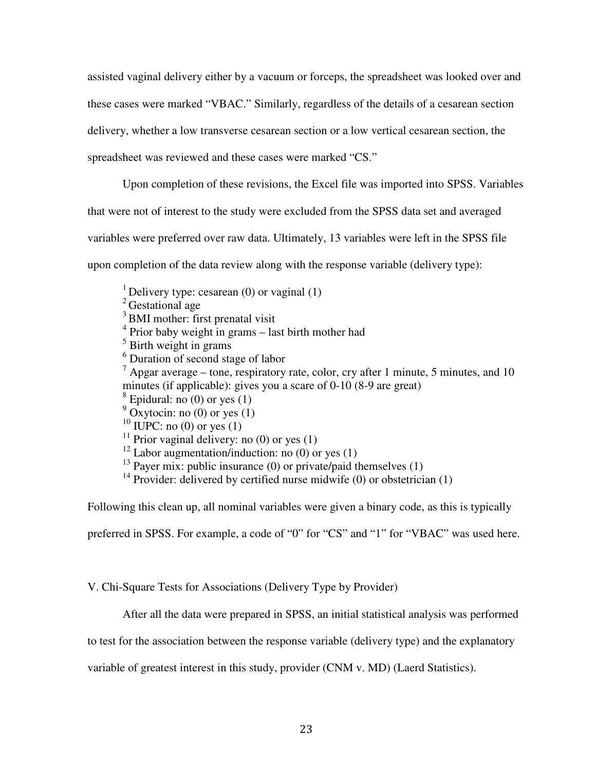assisted vaginal delivery either by a vacuum or forceps, the spreadsheet was looked over and these cases were marked "VBAC." Similarly, regardless of the details of a cesarean section delivery, whether a low transverse cesarean section or a low vertical cesarean section, the spreadsheet was reviewed and these cases were marked "CS."

Upon completion of these revisions, the Excel file was imported into SPSS. Variables that were not of interest to the study were excluded from the SPSS data set and averaged variables were preferred over raw data. Ultimately, 13 variables were left in the SPSS file upon completion of the data review along with the response variable (delivery type):

[1] Delivery type: cesarean (0) or vaginal (1)
[2] Gestational age
[3] BMI mother: first prenatal visit
[4] Prior baby weight in grams – last birth mother had
[5] Birth weight in grams
[6] Duration of second stage of labor
[7] Apgar average – tone, respiratory rate, color, cry after 1 minute, 5 minutes, and 10 minutes (if applicable): gives you a scare of 0-10 (8-9 are great)
[8] Epidural: no (0) or yes (1)
[9] Oxytocin: no (0) or yes (1)
[10] IUPC: no (0) or yes (1)
[11] Prior vaginal delivery: no (0) or yes (1)
[12] Labor augmentation/induction: no (0) or yes (1)
[13] Payer mix: public insurance (0) or private/paid themselves (1)
[14] Provider: delivered by certified nurse midwife (0) or obstetrician (1)

Following this clean up, all nominal variables were given a binary code, as this is typically preferred in SPSS. For example, a code of "0" for "CS" and "1" for "VBAC" was used here.

## V. Chi-Square Tests for Associations (Delivery Type by Provider)

After all the data were prepared in SPSS, an initial statistical analysis was performed to test for the association between the response variable (delivery type) and the explanatory variable of greatest interest in this study, provider (CNM v. MD) (Laerd Statistics).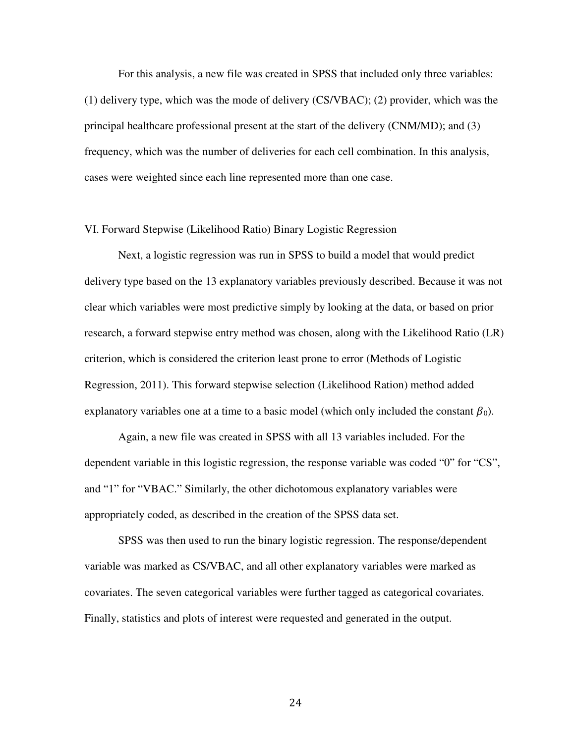For this analysis, a new file was created in SPSS that included only three variables: (1) delivery type, which was the mode of delivery (CS/VBAC); (2) provider, which was the principal healthcare professional present at the start of the delivery (CNM/MD); and (3) frequency, which was the number of deliveries for each cell combination. In this analysis, cases were weighted since each line represented more than one case.

## VI. Forward Stepwise (Likelihood Ratio) Binary Logistic Regression

Next, a logistic regression was run in SPSS to build a model that would predict delivery type based on the 13 explanatory variables previously described. Because it was not clear which variables were most predictive simply by looking at the data, or based on prior research, a forward stepwise entry method was chosen, along with the Likelihood Ratio (LR) criterion, which is considered the criterion least prone to error (Methods of Logistic Regression, 2011). This forward stepwise selection (Likelihood Ration) method added explanatory variables one at a time to a basic model (which only included the constant $\beta_0$).

Again, a new file was created in SPSS with all 13 variables included. For the dependent variable in this logistic regression, the response variable was coded "0" for "CS", and "1" for "VBAC." Similarly, the other dichotomous explanatory variables were appropriately coded, as described in the creation of the SPSS data set.

SPSS was then used to run the binary logistic regression. The response/dependent variable was marked as CS/VBAC, and all other explanatory variables were marked as covariates. The seven categorical variables were further tagged as categorical covariates. Finally, statistics and plots of interest were requested and generated in the output.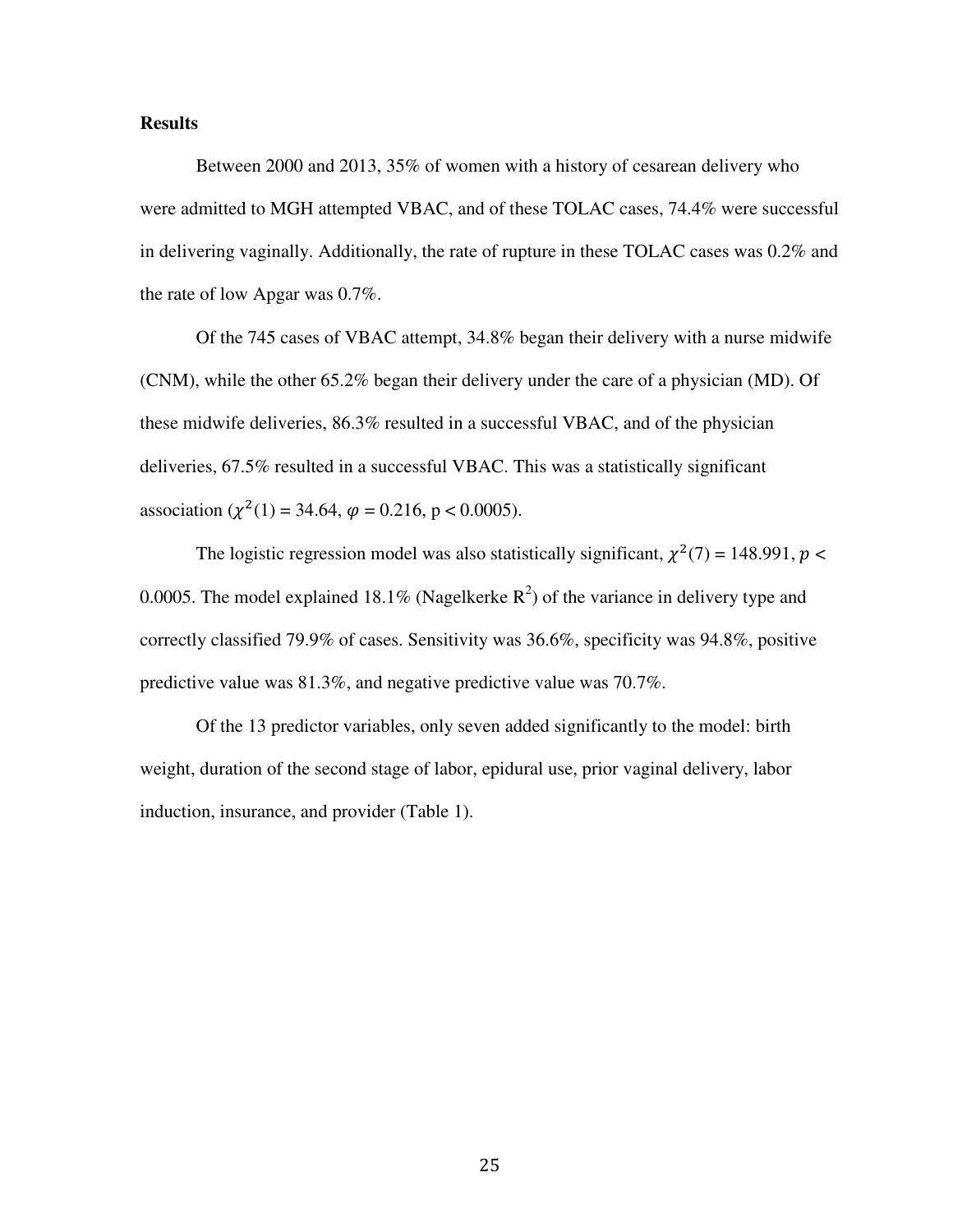**Results**

Between 2000 and 2013, 35% of women with a history of cesarean delivery who were admitted to MGH attempted VBAC, and of these TOLAC cases, 74.4% were successful in delivering vaginally. Additionally, the rate of rupture in these TOLAC cases was 0.2% and the rate of low Apgar was 0.7%.

Of the 745 cases of VBAC attempt, 34.8% began their delivery with a nurse midwife (CNM), while the other 65.2% began their delivery under the care of a physician (MD). Of these midwife deliveries, 86.3% resulted in a successful VBAC, and of the physician deliveries, 67.5% resulted in a successful VBAC. This was a statistically significant association ($\chi^2(1) = 34.64$, $\varphi = 0.216$, $p < 0.0005$).

The logistic regression model was also statistically significant, $\chi^2(7) = 148.991$, $p < 0.0005$. The model explained 18.1% (Nagelkerke $R^2$) of the variance in delivery type and correctly classified 79.9% of cases. Sensitivity was 36.6%, specificity was 94.8%, positive predictive value was 81.3%, and negative predictive value was 70.7%.

Of the 13 predictor variables, only seven added significantly to the model: birth weight, duration of the second stage of labor, epidural use, prior vaginal delivery, labor induction, insurance, and provider (Table 1).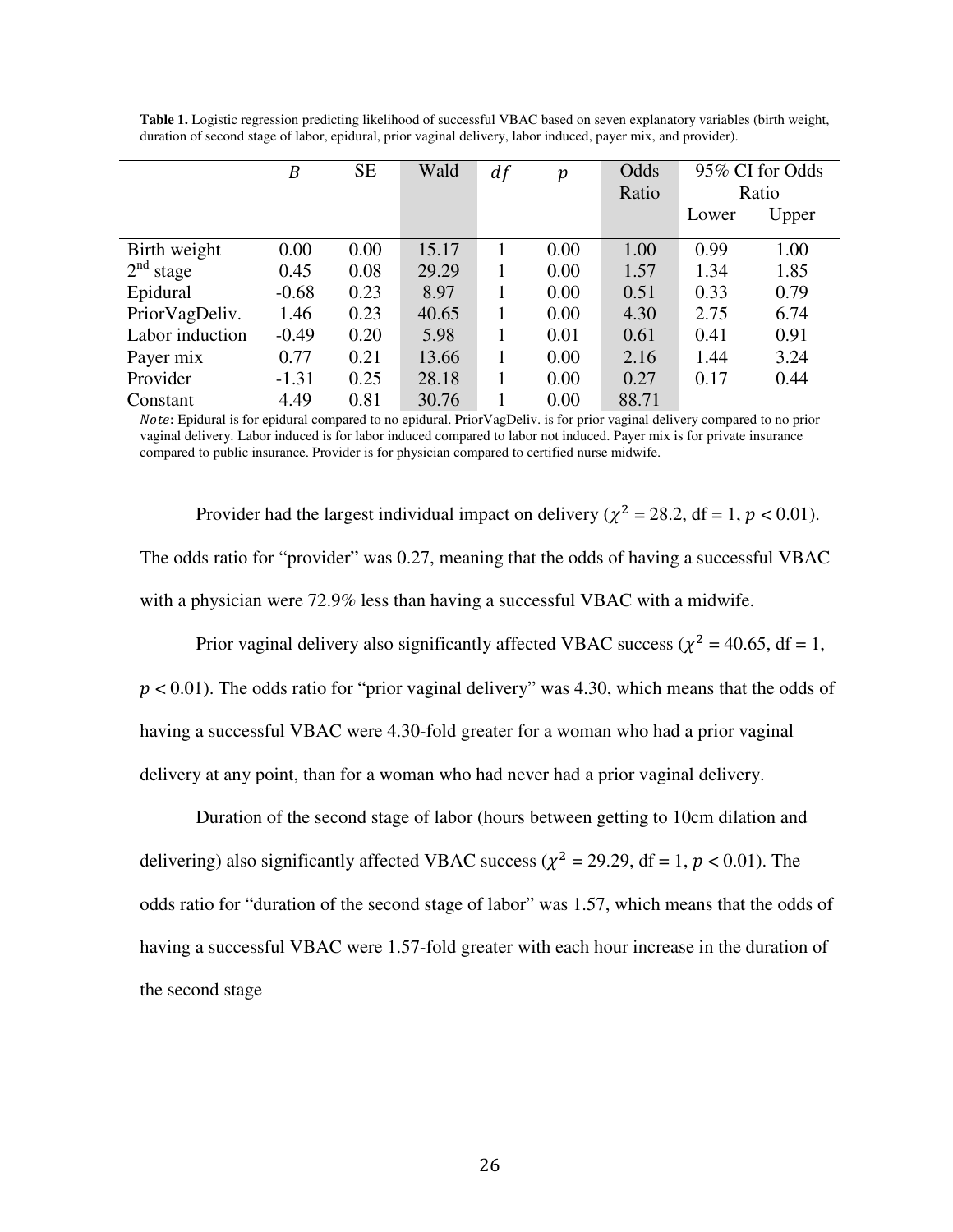**Table 1.** Logistic regression predicting likelihood of successful VBAC based on seven explanatory variables (birth weight, duration of second stage of labor, epidural, prior vaginal delivery, labor induced, payer mix, and provider).

| | $B$ | SE | Wald | $df$ | $p$ | Odds Ratio | 95% CI for Odds Ratio | |
|---|---|---|---|---|---|---|---|---|
| | | | | | | | Lower | Upper |
| Birth weight | 0.00 | 0.00 | 15.17 | 1 | 0.00 | 1.00 | 0.99 | 1.00 |
| $2^{nd}$ stage | 0.45 | 0.08 | 29.29 | 1 | 0.00 | 1.57 | 1.34 | 1.85 |
| Epidural | -0.68 | 0.23 | 8.97 | 1 | 0.00 | 0.51 | 0.33 | 0.79 |
| PriorVagDeliv. | 1.46 | 0.23 | 40.65 | 1 | 0.00 | 4.30 | 2.75 | 6.74 |
| Labor induction | -0.49 | 0.20 | 5.98 | 1 | 0.01 | 0.61 | 0.41 | 0.91 |
| Payer mix | 0.77 | 0.21 | 13.66 | 1 | 0.00 | 2.16 | 1.44 | 3.24 |
| Provider | -1.31 | 0.25 | 28.18 | 1 | 0.00 | 0.27 | 0.17 | 0.44 |
| Constant | 4.49 | 0.81 | 30.76 | 1 | 0.00 | 88.71 | | |

*Note*: Epidural is for epidural compared to no epidural. PriorVagDeliv. is for prior vaginal delivery compared to no prior vaginal delivery. Labor induced is for labor induced compared to labor not induced. Payer mix is for private insurance compared to public insurance. Provider is for physician compared to certified nurse midwife.

Provider had the largest individual impact on delivery ($\chi^2$ = 28.2, df = 1, $p$ < 0.01). The odds ratio for "provider" was 0.27, meaning that the odds of having a successful VBAC with a physician were 72.9% less than having a successful VBAC with a midwife.

Prior vaginal delivery also significantly affected VBAC success ($\chi^2$ = 40.65, df = 1, $p$ < 0.01). The odds ratio for "prior vaginal delivery" was 4.30, which means that the odds of having a successful VBAC were 4.30-fold greater for a woman who had a prior vaginal delivery at any point, than for a woman who had never had a prior vaginal delivery.

Duration of the second stage of labor (hours between getting to 10cm dilation and delivering) also significantly affected VBAC success ($\chi^2$ = 29.29, df = 1, $p$ < 0.01). The odds ratio for "duration of the second stage of labor" was 1.57, which means that the odds of having a successful VBAC were 1.57-fold greater with each hour increase in the duration of the second stage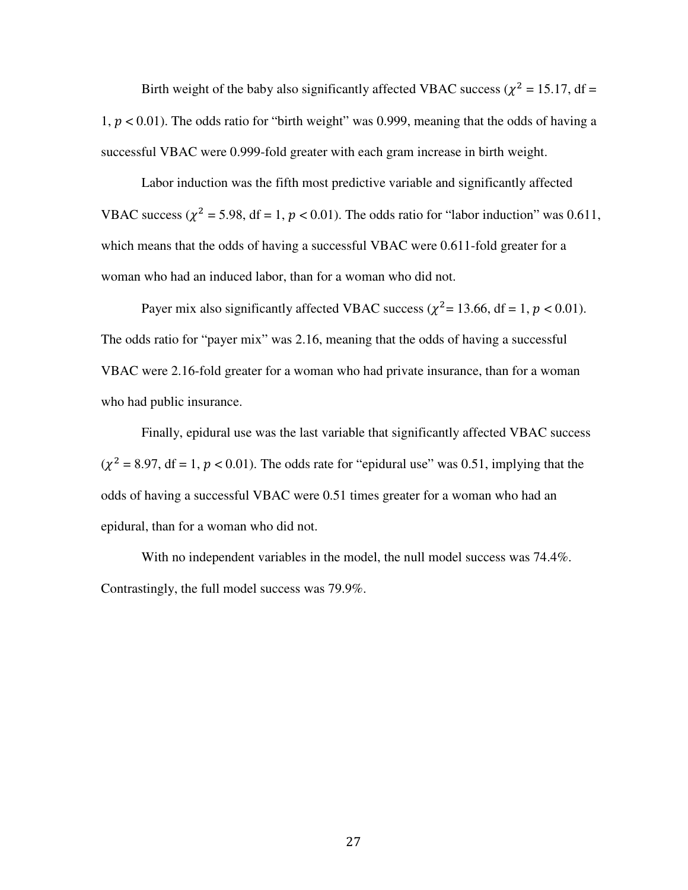Birth weight of the baby also significantly affected VBAC success ($\chi^2$ = 15.17, df = 1, $p < 0.01$). The odds ratio for "birth weight" was 0.999, meaning that the odds of having a successful VBAC were 0.999-fold greater with each gram increase in birth weight.

Labor induction was the fifth most predictive variable and significantly affected VBAC success ($\chi^2$ = 5.98, df = 1, $p < 0.01$). The odds ratio for "labor induction" was 0.611, which means that the odds of having a successful VBAC were 0.611-fold greater for a woman who had an induced labor, than for a woman who did not.

Payer mix also significantly affected VBAC success ($\chi^2$= 13.66, df = 1, $p < 0.01$). The odds ratio for "payer mix" was 2.16, meaning that the odds of having a successful VBAC were 2.16-fold greater for a woman who had private insurance, than for a woman who had public insurance.

Finally, epidural use was the last variable that significantly affected VBAC success ($\chi^2$ = 8.97, df = 1, $p < 0.01$). The odds rate for "epidural use" was 0.51, implying that the odds of having a successful VBAC were 0.51 times greater for a woman who had an epidural, than for a woman who did not.

With no independent variables in the model, the null model success was 74.4%. Contrastingly, the full model success was 79.9%.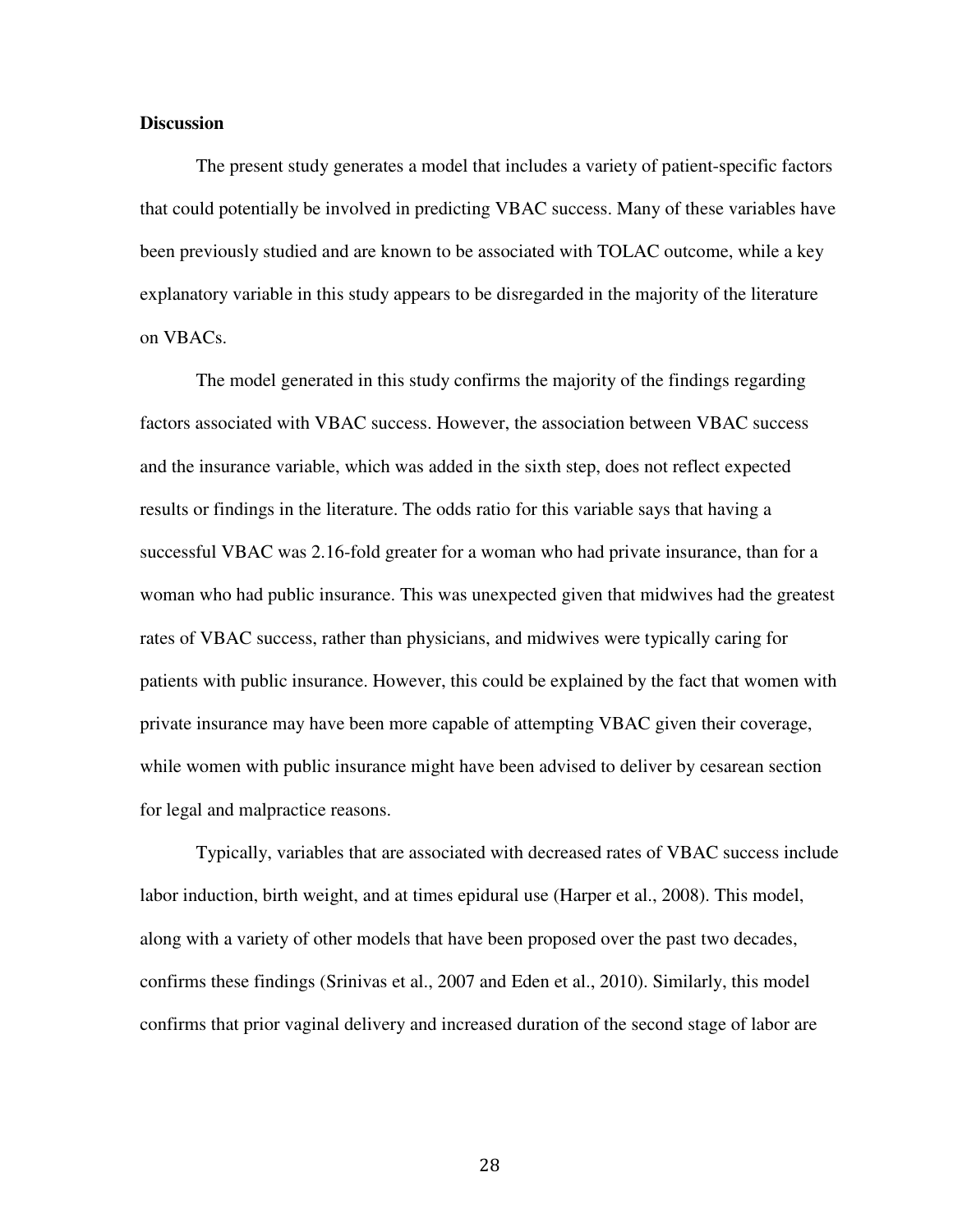**Discussion**

The present study generates a model that includes a variety of patient-specific factors that could potentially be involved in predicting VBAC success. Many of these variables have been previously studied and are known to be associated with TOLAC outcome, while a key explanatory variable in this study appears to be disregarded in the majority of the literature on VBACs.

The model generated in this study confirms the majority of the findings regarding factors associated with VBAC success. However, the association between VBAC success and the insurance variable, which was added in the sixth step, does not reflect expected results or findings in the literature. The odds ratio for this variable says that having a successful VBAC was 2.16-fold greater for a woman who had private insurance, than for a woman who had public insurance. This was unexpected given that midwives had the greatest rates of VBAC success, rather than physicians, and midwives were typically caring for patients with public insurance. However, this could be explained by the fact that women with private insurance may have been more capable of attempting VBAC given their coverage, while women with public insurance might have been advised to deliver by cesarean section for legal and malpractice reasons.

Typically, variables that are associated with decreased rates of VBAC success include labor induction, birth weight, and at times epidural use (Harper et al., 2008). This model, along with a variety of other models that have been proposed over the past two decades, confirms these findings (Srinivas et al., 2007 and Eden et al., 2010). Similarly, this model confirms that prior vaginal delivery and increased duration of the second stage of labor are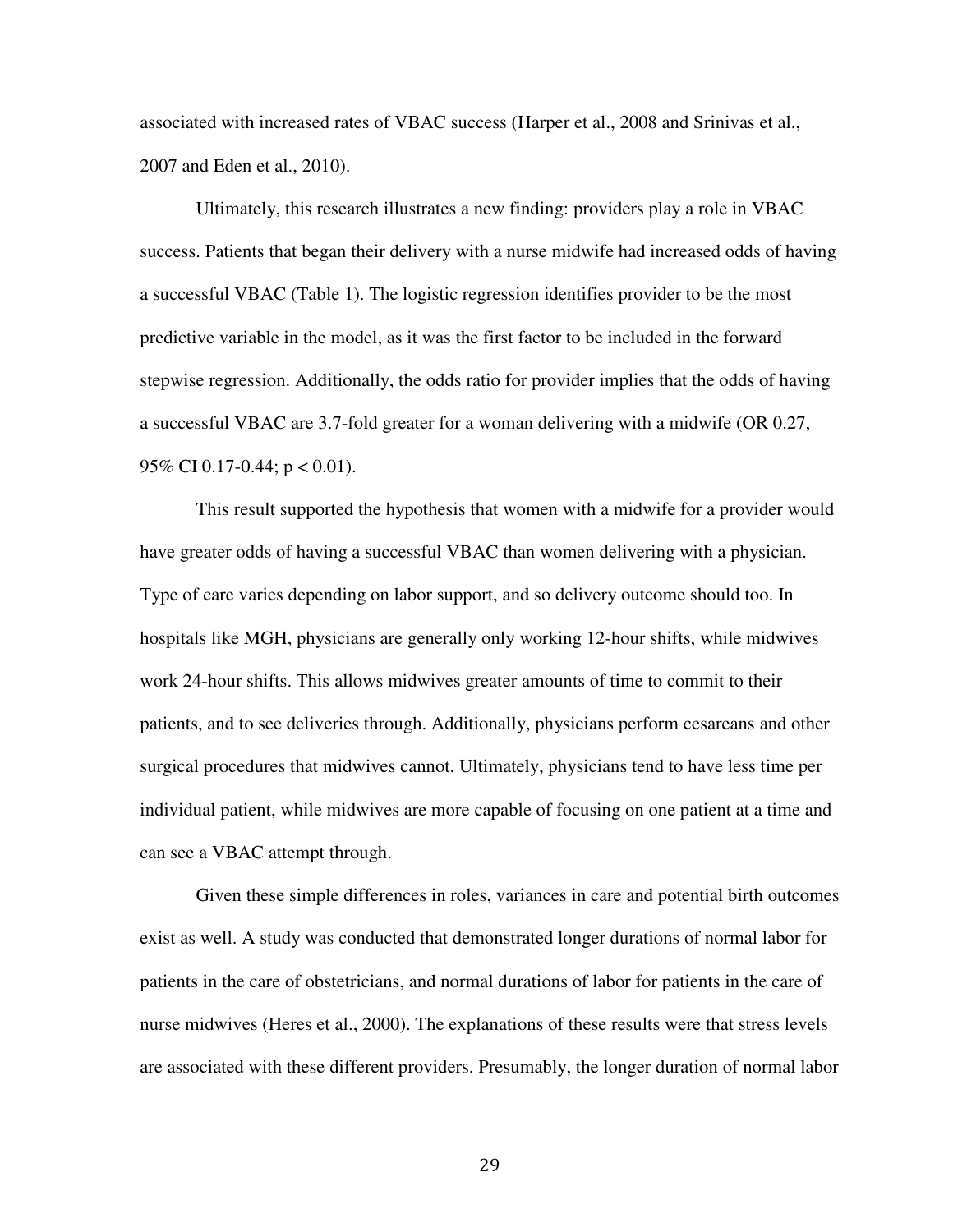associated with increased rates of VBAC success (Harper et al., 2008 and Srinivas et al., 2007 and Eden et al., 2010).

Ultimately, this research illustrates a new finding: providers play a role in VBAC success. Patients that began their delivery with a nurse midwife had increased odds of having a successful VBAC (Table 1). The logistic regression identifies provider to be the most predictive variable in the model, as it was the first factor to be included in the forward stepwise regression. Additionally, the odds ratio for provider implies that the odds of having a successful VBAC are 3.7-fold greater for a woman delivering with a midwife (OR 0.27, 95% CI 0.17-0.44; $p < 0.01$).

This result supported the hypothesis that women with a midwife for a provider would have greater odds of having a successful VBAC than women delivering with a physician. Type of care varies depending on labor support, and so delivery outcome should too. In hospitals like MGH, physicians are generally only working 12-hour shifts, while midwives work 24-hour shifts. This allows midwives greater amounts of time to commit to their patients, and to see deliveries through. Additionally, physicians perform cesareans and other surgical procedures that midwives cannot. Ultimately, physicians tend to have less time per individual patient, while midwives are more capable of focusing on one patient at a time and can see a VBAC attempt through.

Given these simple differences in roles, variances in care and potential birth outcomes exist as well. A study was conducted that demonstrated longer durations of normal labor for patients in the care of obstetricians, and normal durations of labor for patients in the care of nurse midwives (Heres et al., 2000). The explanations of these results were that stress levels are associated with these different providers. Presumably, the longer duration of normal labor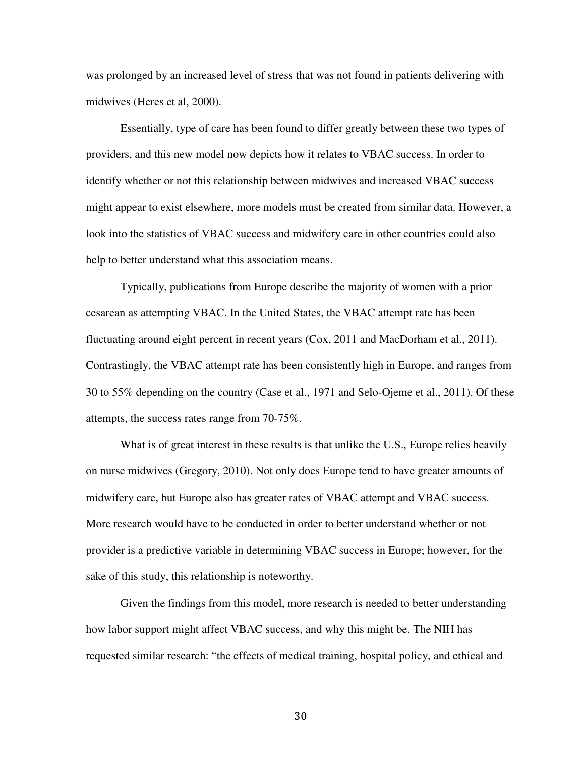was prolonged by an increased level of stress that was not found in patients delivering with midwives (Heres et al, 2000).

Essentially, type of care has been found to differ greatly between these two types of providers, and this new model now depicts how it relates to VBAC success. In order to identify whether or not this relationship between midwives and increased VBAC success might appear to exist elsewhere, more models must be created from similar data. However, a look into the statistics of VBAC success and midwifery care in other countries could also help to better understand what this association means.

Typically, publications from Europe describe the majority of women with a prior cesarean as attempting VBAC. In the United States, the VBAC attempt rate has been fluctuating around eight percent in recent years (Cox, 2011 and MacDorham et al., 2011). Contrastingly, the VBAC attempt rate has been consistently high in Europe, and ranges from 30 to 55% depending on the country (Case et al., 1971 and Selo-Ojeme et al., 2011). Of these attempts, the success rates range from 70-75%.

What is of great interest in these results is that unlike the U.S., Europe relies heavily on nurse midwives (Gregory, 2010). Not only does Europe tend to have greater amounts of midwifery care, but Europe also has greater rates of VBAC attempt and VBAC success. More research would have to be conducted in order to better understand whether or not provider is a predictive variable in determining VBAC success in Europe; however, for the sake of this study, this relationship is noteworthy.

Given the findings from this model, more research is needed to better understanding how labor support might affect VBAC success, and why this might be. The NIH has requested similar research: "the effects of medical training, hospital policy, and ethical and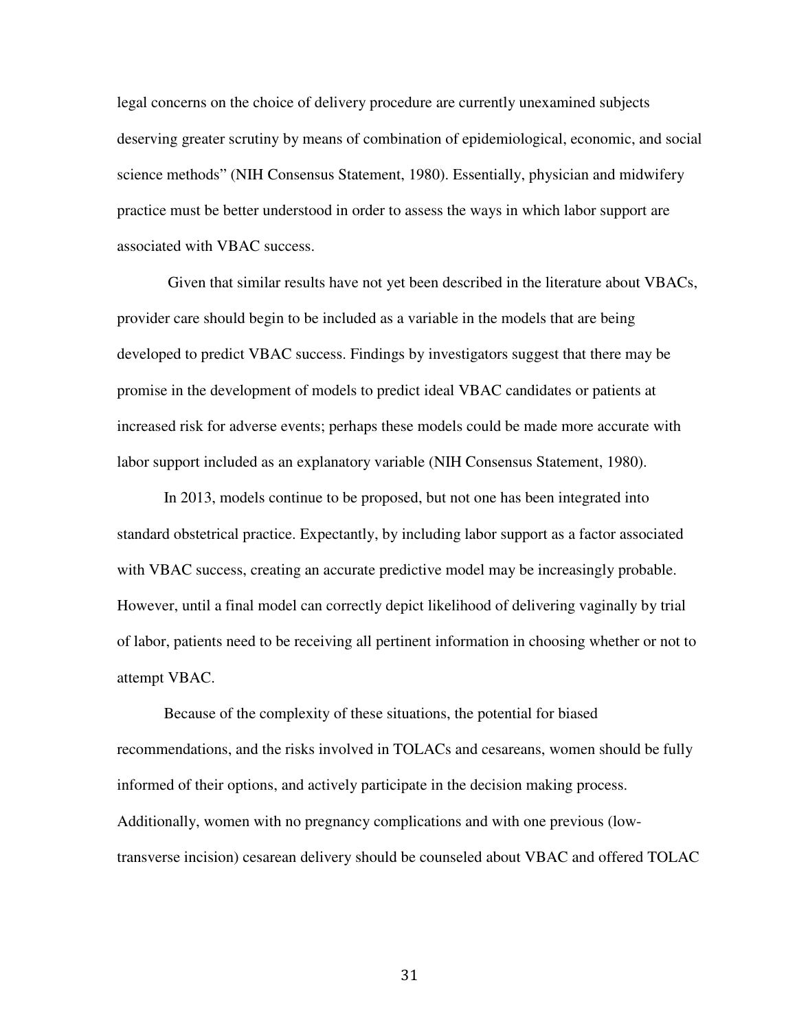legal concerns on the choice of delivery procedure are currently unexamined subjects deserving greater scrutiny by means of combination of epidemiological, economic, and social science methods" (NIH Consensus Statement, 1980). Essentially, physician and midwifery practice must be better understood in order to assess the ways in which labor support are associated with VBAC success.

Given that similar results have not yet been described in the literature about VBACs, provider care should begin to be included as a variable in the models that are being developed to predict VBAC success. Findings by investigators suggest that there may be promise in the development of models to predict ideal VBAC candidates or patients at increased risk for adverse events; perhaps these models could be made more accurate with labor support included as an explanatory variable (NIH Consensus Statement, 1980).

In 2013, models continue to be proposed, but not one has been integrated into standard obstetrical practice. Expectantly, by including labor support as a factor associated with VBAC success, creating an accurate predictive model may be increasingly probable. However, until a final model can correctly depict likelihood of delivering vaginally by trial of labor, patients need to be receiving all pertinent information in choosing whether or not to attempt VBAC.

Because of the complexity of these situations, the potential for biased recommendations, and the risks involved in TOLACs and cesareans, women should be fully informed of their options, and actively participate in the decision making process. Additionally, women with no pregnancy complications and with one previous (low-transverse incision) cesarean delivery should be counseled about VBAC and offered TOLAC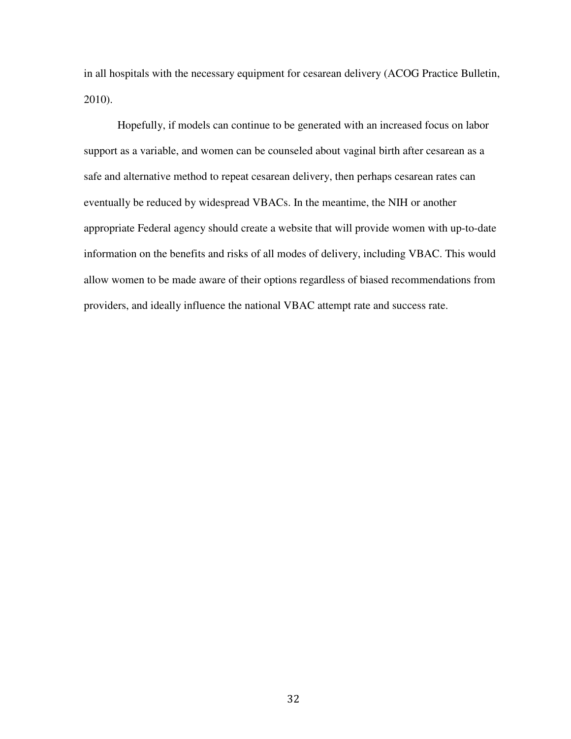in all hospitals with the necessary equipment for cesarean delivery (ACOG Practice Bulletin, 2010).

Hopefully, if models can continue to be generated with an increased focus on labor support as a variable, and women can be counseled about vaginal birth after cesarean as a safe and alternative method to repeat cesarean delivery, then perhaps cesarean rates can eventually be reduced by widespread VBACs. In the meantime, the NIH or another appropriate Federal agency should create a website that will provide women with up-to-date information on the benefits and risks of all modes of delivery, including VBAC. This would allow women to be made aware of their options regardless of biased recommendations from providers, and ideally influence the national VBAC attempt rate and success rate.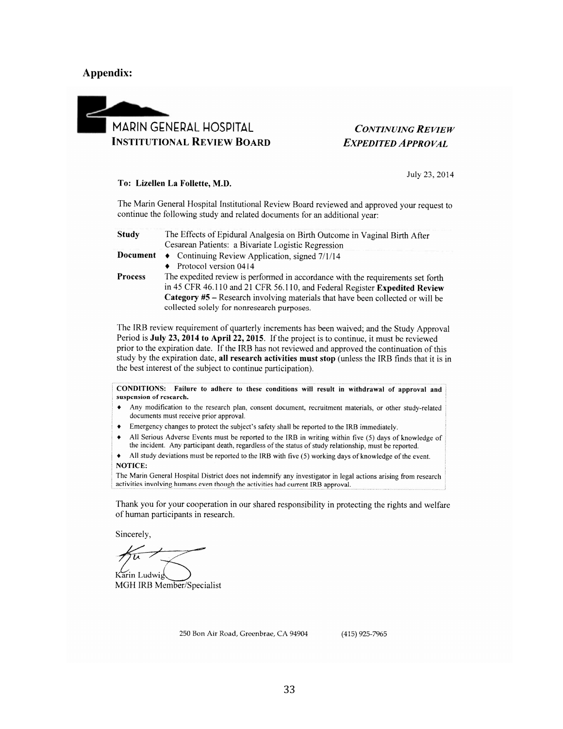## Appendix:

MARIN GENERAL HOSPITAL
**INSTITUTIONAL REVIEW BOARD**

***CONTINUING REVIEW EXPEDITED APPROVAL***

July 23, 2014

**To: Lizellen La Follette, M.D.**

The Marin General Hospital Institutional Review Board reviewed and approved your request to continue the following study and related documents for an additional year:

| | |
|---|---|
| **Study** | The Effects of Epidural Analgesia on Birth Outcome in Vaginal Birth After Cesarean Patients: a Bivariate Logistic Regression |
| **Document** | ♦ Continuing Review Application, signed 7/1/14<br>♦ Protocol version 0414 |
| **Process** | The expedited review is performed in accordance with the requirements set forth in 45 CFR 46.110 and 21 CFR 56.110, and Federal Register **Expedited Review Category #5** – Research involving materials that have been collected or will be collected solely for nonresearch purposes. |

The IRB review requirement of quarterly increments has been waived; and the Study Approval Period is **July 23, 2014 to April 22, 2015**. If the project is to continue, it must be reviewed prior to the expiration date. If the IRB has not reviewed and approved the continuation of this study by the expiration date, **all research activities must stop** (unless the IRB finds that it is in the best interest of the subject to continue participation).

**CONDITIONS: Failure to adhere to these conditions will result in withdrawal of approval and suspension of research.**

- Any modification to the research plan, consent document, recruitment materials, or other study-related documents must receive prior approval.
- Emergency changes to protect the subject's safety shall be reported to the IRB immediately.
- All Serious Adverse Events must be reported to the IRB in writing within five (5) days of knowledge of the incident. Any participant death, regardless of the status of study relationship, must be reported.
- All study deviations must be reported to the IRB with five (5) working days of knowledge of the event.

**NOTICE:**

The Marin General Hospital District does not indemnify any investigator in legal actions arising from research activities involving humans even though the activities had current IRB approval.

Thank you for your cooperation in our shared responsibility in protecting the rights and welfare of human participants in research.

Sincerely,

Karin Ludwig
MGH IRB Member/Specialist

250 Bon Air Road, Greenbrae, CA 94904 (415) 925-7965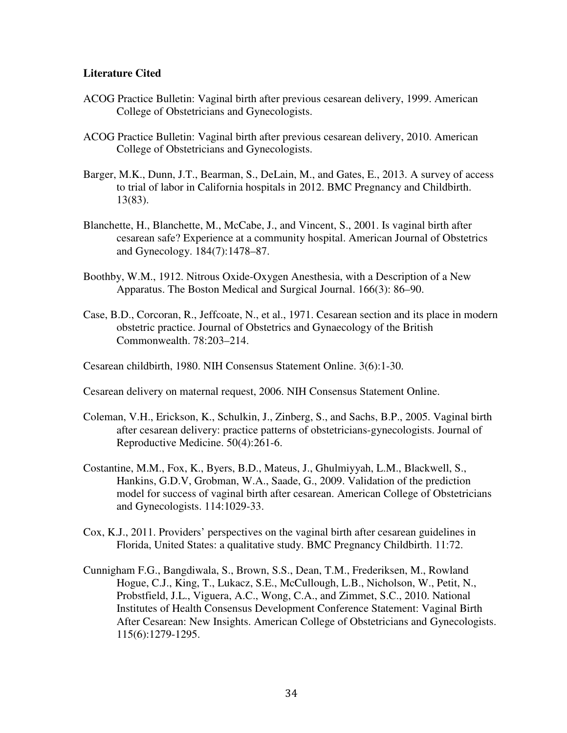**Literature Cited**

ACOG Practice Bulletin: Vaginal birth after previous cesarean delivery, 1999. American College of Obstetricians and Gynecologists.

ACOG Practice Bulletin: Vaginal birth after previous cesarean delivery, 2010. American College of Obstetricians and Gynecologists.

Barger, M.K., Dunn, J.T., Bearman, S., DeLain, M., and Gates, E., 2013. A survey of access to trial of labor in California hospitals in 2012. BMC Pregnancy and Childbirth. 13(83).

Blanchette, H., Blanchette, M., McCabe, J., and Vincent, S., 2001. Is vaginal birth after cesarean safe? Experience at a community hospital. American Journal of Obstetrics and Gynecology. 184(7):1478–87.

Boothby, W.M., 1912. Nitrous Oxide-Oxygen Anesthesia, with a Description of a New Apparatus. The Boston Medical and Surgical Journal. 166(3): 86–90.

Case, B.D., Corcoran, R., Jeffcoate, N., et al., 1971. Cesarean section and its place in modern obstetric practice. Journal of Obstetrics and Gynaecology of the British Commonwealth. 78:203–214.

Cesarean childbirth, 1980. NIH Consensus Statement Online. 3(6):1-30.

Cesarean delivery on maternal request, 2006. NIH Consensus Statement Online.

Coleman, V.H., Erickson, K., Schulkin, J., Zinberg, S., and Sachs, B.P., 2005. Vaginal birth after cesarean delivery: practice patterns of obstetricians-gynecologists. Journal of Reproductive Medicine. 50(4):261-6.

Costantine, M.M., Fox, K., Byers, B.D., Mateus, J., Ghulmiyyah, L.M., Blackwell, S., Hankins, G.D.V, Grobman, W.A., Saade, G., 2009. Validation of the prediction model for success of vaginal birth after cesarean. American College of Obstetricians and Gynecologists. 114:1029-33.

Cox, K.J., 2011. Providers' perspectives on the vaginal birth after cesarean guidelines in Florida, United States: a qualitative study. BMC Pregnancy Childbirth. 11:72.

Cunnigham F.G., Bangdiwala, S., Brown, S.S., Dean, T.M., Frederiksen, M., Rowland Hogue, C.J., King, T., Lukacz, S.E., McCullough, L.B., Nicholson, W., Petit, N., Probstfield, J.L., Viguera, A.C., Wong, C.A., and Zimmet, S.C., 2010. National Institutes of Health Consensus Development Conference Statement: Vaginal Birth After Cesarean: New Insights. American College of Obstetricians and Gynecologists. 115(6):1279-1295.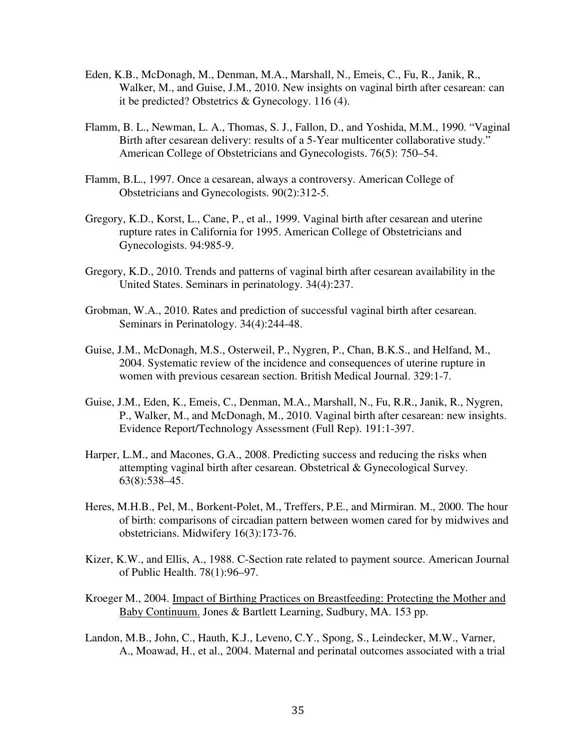Eden, K.B., McDonagh, M., Denman, M.A., Marshall, N., Emeis, C., Fu, R., Janik, R., Walker, M., and Guise, J.M., 2010. New insights on vaginal birth after cesarean: can it be predicted? Obstetrics & Gynecology. 116 (4).

Flamm, B. L., Newman, L. A., Thomas, S. J., Fallon, D., and Yoshida, M.M., 1990. "Vaginal Birth after cesarean delivery: results of a 5-Year multicenter collaborative study." American College of Obstetricians and Gynecologists. 76(5): 750–54.

Flamm, B.L., 1997. Once a cesarean, always a controversy. American College of Obstetricians and Gynecologists. 90(2):312-5.

Gregory, K.D., Korst, L., Cane, P., et al., 1999. Vaginal birth after cesarean and uterine rupture rates in California for 1995. American College of Obstetricians and Gynecologists. 94:985-9.

Gregory, K.D., 2010. Trends and patterns of vaginal birth after cesarean availability in the United States. Seminars in perinatology. 34(4):237.

Grobman, W.A., 2010. Rates and prediction of successful vaginal birth after cesarean. Seminars in Perinatology. 34(4):244-48.

Guise, J.M., McDonagh, M.S., Osterweil, P., Nygren, P., Chan, B.K.S., and Helfand, M., 2004. Systematic review of the incidence and consequences of uterine rupture in women with previous cesarean section. British Medical Journal. 329:1-7.

Guise, J.M., Eden, K., Emeis, C., Denman, M.A., Marshall, N., Fu, R.R., Janik, R., Nygren, P., Walker, M., and McDonagh, M., 2010. Vaginal birth after cesarean: new insights. Evidence Report/Technology Assessment (Full Rep). 191:1-397.

Harper, L.M., and Macones, G.A., 2008. Predicting success and reducing the risks when attempting vaginal birth after cesarean. Obstetrical & Gynecological Survey. 63(8):538–45.

Heres, M.H.B., Pel, M., Borkent-Polet, M., Treffers, P.E., and Mirmiran. M., 2000. The hour of birth: comparisons of circadian pattern between women cared for by midwives and obstetricians. Midwifery 16(3):173-76.

Kizer, K.W., and Ellis, A., 1988. C-Section rate related to payment source. American Journal of Public Health. 78(1):96–97.

Kroeger M., 2004. <u>Impact of Birthing Practices on Breastfeeding: Protecting the Mother and Baby Continuum.</u> Jones & Bartlett Learning, Sudbury, MA. 153 pp.

Landon, M.B., John, C., Hauth, K.J., Leveno, C.Y., Spong, S., Leindecker, M.W., Varner, A., Moawad, H., et al., 2004. Maternal and perinatal outcomes associated with a trial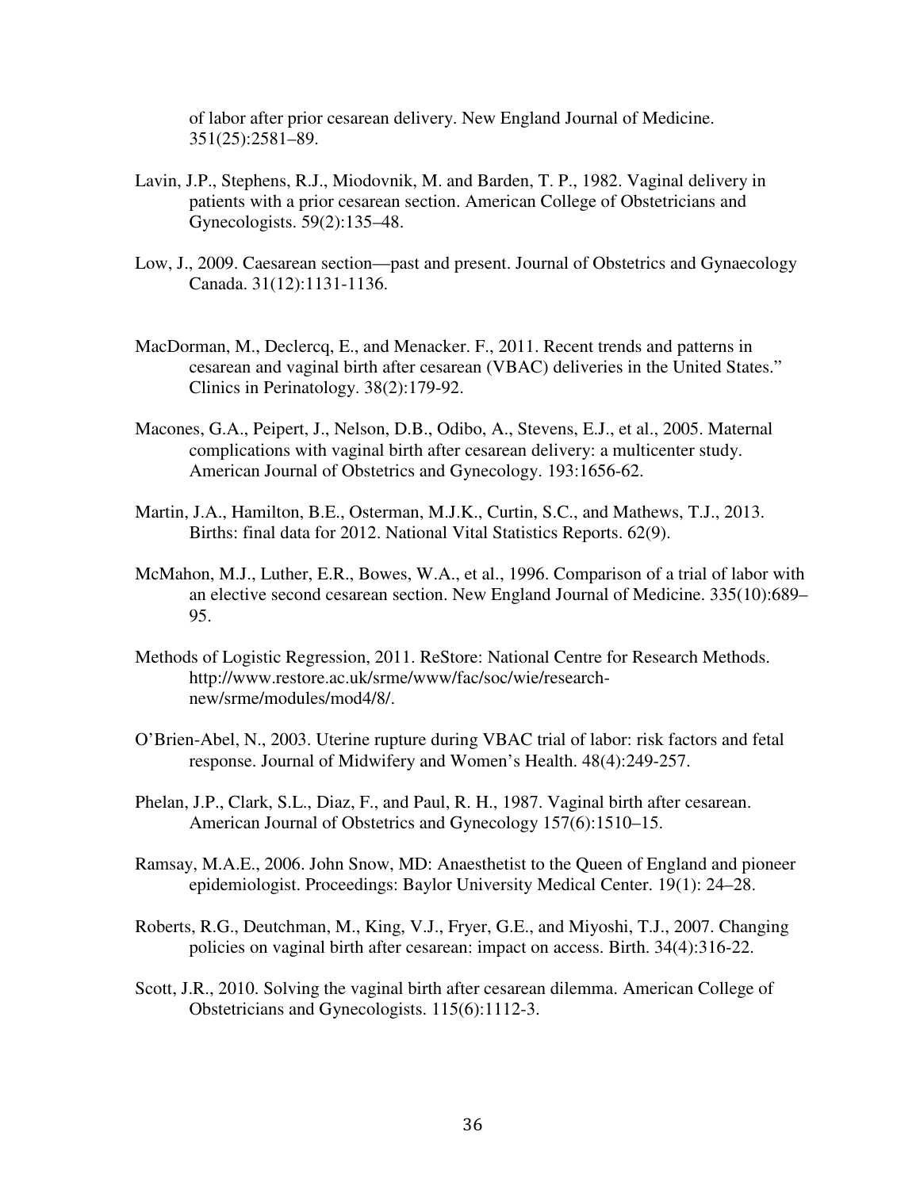of labor after prior cesarean delivery. New England Journal of Medicine. 351(25):2581–89.

Lavin, J.P., Stephens, R.J., Miodovnik, M. and Barden, T. P., 1982. Vaginal delivery in patients with a prior cesarean section. American College of Obstetricians and Gynecologists. 59(2):135–48.

Low, J., 2009. Caesarean section—past and present. Journal of Obstetrics and Gynaecology Canada. 31(12):1131-1136.

MacDorman, M., Declercq, E., and Menacker. F., 2011. Recent trends and patterns in cesarean and vaginal birth after cesarean (VBAC) deliveries in the United States." Clinics in Perinatology. 38(2):179-92.

Macones, G.A., Peipert, J., Nelson, D.B., Odibo, A., Stevens, E.J., et al., 2005. Maternal complications with vaginal birth after cesarean delivery: a multicenter study. American Journal of Obstetrics and Gynecology. 193:1656-62.

Martin, J.A., Hamilton, B.E., Osterman, M.J.K., Curtin, S.C., and Mathews, T.J., 2013. Births: final data for 2012. National Vital Statistics Reports. 62(9).

McMahon, M.J., Luther, E.R., Bowes, W.A., et al., 1996. Comparison of a trial of labor with an elective second cesarean section. New England Journal of Medicine. 335(10):689–95.

Methods of Logistic Regression, 2011. ReStore: National Centre for Research Methods. http://www.restore.ac.uk/srme/www/fac/soc/wie/research-new/srme/modules/mod4/8/.

O'Brien-Abel, N., 2003. Uterine rupture during VBAC trial of labor: risk factors and fetal response. Journal of Midwifery and Women's Health. 48(4):249-257.

Phelan, J.P., Clark, S.L., Diaz, F., and Paul, R. H., 1987. Vaginal birth after cesarean. American Journal of Obstetrics and Gynecology 157(6):1510–15.

Ramsay, M.A.E., 2006. John Snow, MD: Anaesthetist to the Queen of England and pioneer epidemiologist. Proceedings: Baylor University Medical Center. 19(1): 24–28.

Roberts, R.G., Deutchman, M., King, V.J., Fryer, G.E., and Miyoshi, T.J., 2007. Changing policies on vaginal birth after cesarean: impact on access. Birth. 34(4):316-22.

Scott, J.R., 2010. Solving the vaginal birth after cesarean dilemma. American College of Obstetricians and Gynecologists. 115(6):1112-3.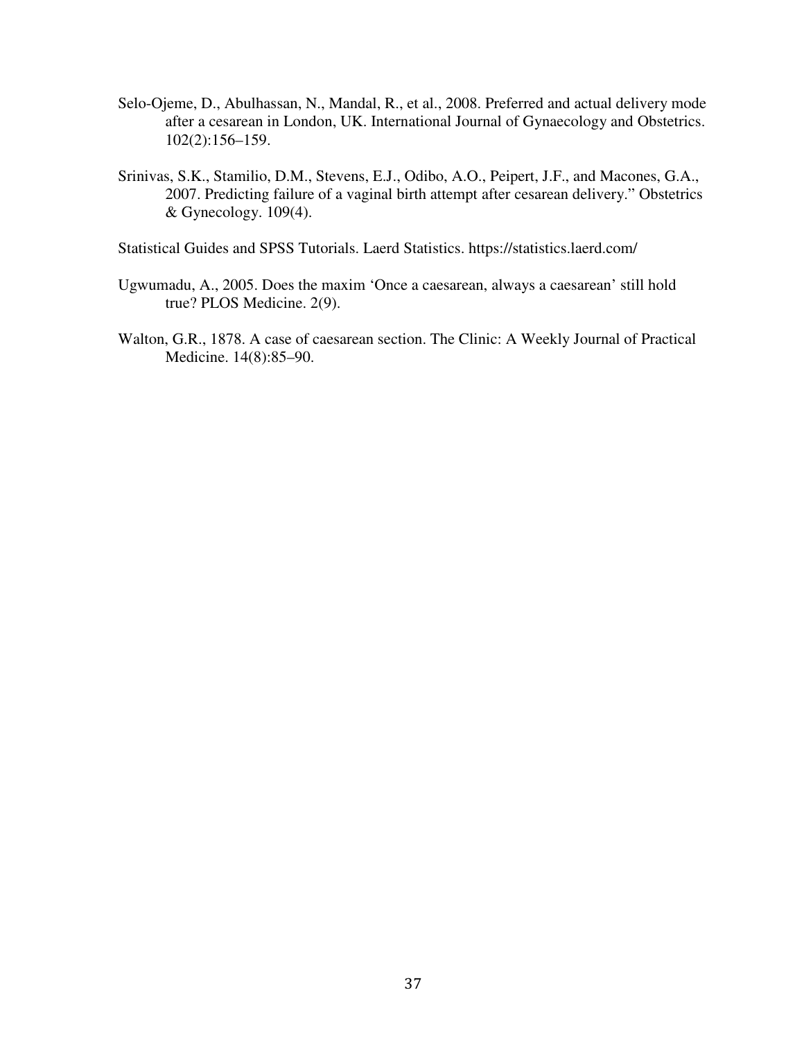Selo-Ojeme, D., Abulhassan, N., Mandal, R., et al., 2008. Preferred and actual delivery mode after a cesarean in London, UK. International Journal of Gynaecology and Obstetrics. 102(2):156–159.

Srinivas, S.K., Stamilio, D.M., Stevens, E.J., Odibo, A.O., Peipert, J.F., and Macones, G.A., 2007. Predicting failure of a vaginal birth attempt after cesarean delivery." Obstetrics & Gynecology. 109(4).

Statistical Guides and SPSS Tutorials. Laerd Statistics. https://statistics.laerd.com/

Ugwumadu, A., 2005. Does the maxim 'Once a caesarean, always a caesarean' still hold true? PLOS Medicine. 2(9).

Walton, G.R., 1878. A case of caesarean section. The Clinic: A Weekly Journal of Practical Medicine. 14(8):85–90.